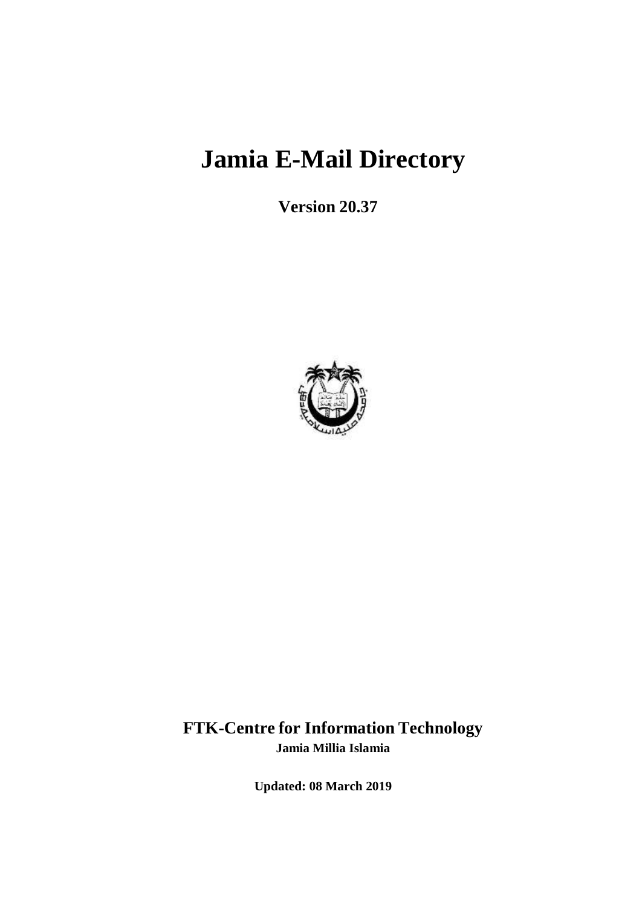# Jamia E-Mail Directory

**Version 20.37**

**FTK-Centre for Information Technology**

**Jamia Millia Islamia**

**Updated: 08 March 2019**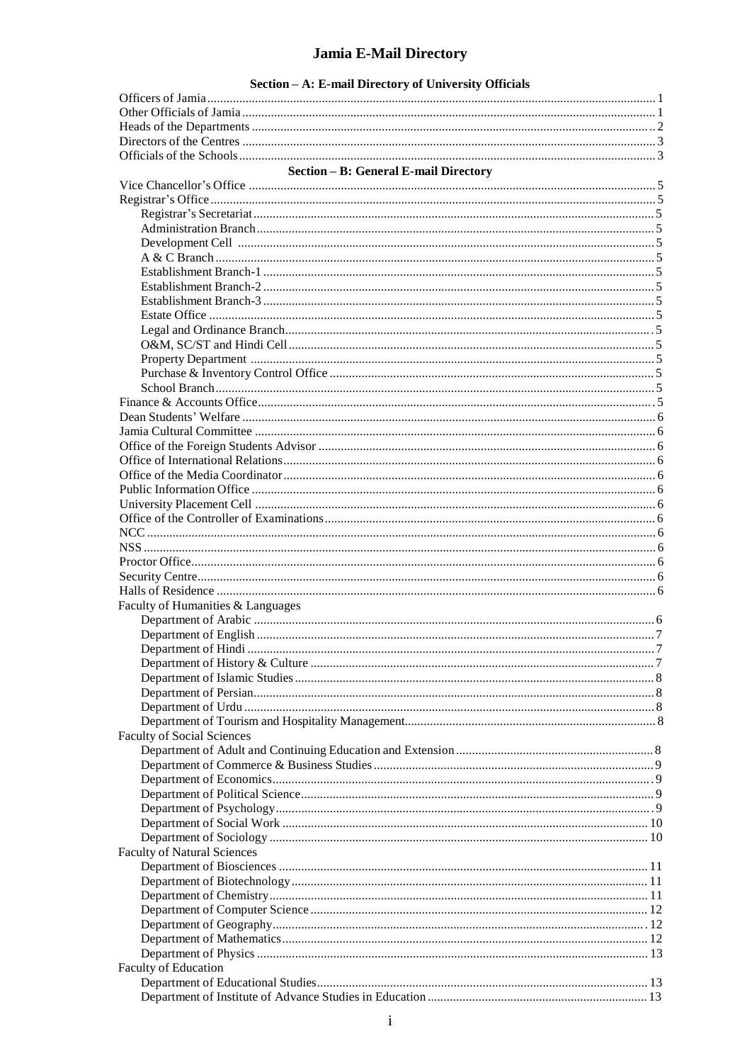# Jamia E-Mail Directory

## Section – A: E-mail Directory of University Officials

- Officers of Jamia .......... 1
- Other Officials of Jamia .......... 1
- Heads of the Departments .......... 2
- Directors of the Centres .......... 3
- Officials of the Schools .......... 3

## Section – B: General E-mail Directory

- Vice Chancellor's Office .......... 5
- Registrar's Office .......... 5
  - Registrar's Secretariat .......... 5
  - Administration Branch .......... 5
  - Development Cell .......... 5
  - A & C Branch .......... 5
  - Establishment Branch-1 .......... 5
  - Establishment Branch-2 .......... 5
  - Establishment Branch-3 .......... 5
  - Estate Office .......... 5
  - Legal and Ordinance Branch .......... 5
  - O&M, SC/ST and Hindi Cell .......... 5
  - Property Department .......... 5
  - Purchase & Inventory Control Office .......... 5
  - School Branch .......... 5
- Finance & Accounts Office .......... 5
- Dean Students' Welfare .......... 6
- Jamia Cultural Committee .......... 6
- Office of the Foreign Students Advisor .......... 6
- Office of International Relations .......... 6
- Office of the Media Coordinator .......... 6
- Public Information Office .......... 6
- University Placement Cell .......... 6
- Office of the Controller of Examinations .......... 6
- NCC .......... 6
- NSS .......... 6
- Proctor Office .......... 6
- Security Centre .......... 6
- Halls of Residence .......... 6
- Faculty of Humanities & Languages
  - Department of Arabic .......... 6
  - Department of English .......... 7
  - Department of Hindi .......... 7
  - Department of History & Culture .......... 7
  - Department of Islamic Studies .......... 8
  - Department of Persian .......... 8
  - Department of Urdu .......... 8
  - Department of Tourism and Hospitality Management .......... 8
- Faculty of Social Sciences
  - Department of Adult and Continuing Education and Extension .......... 8
  - Department of Commerce & Business Studies .......... 9
  - Department of Economics .......... 9
  - Department of Political Science .......... 9
  - Department of Psychology .......... 9
  - Department of Social Work .......... 10
  - Department of Sociology .......... 10
- Faculty of Natural Sciences
  - Department of Biosciences .......... 11
  - Department of Biotechnology .......... 11
  - Department of Chemistry .......... 11
  - Department of Computer Science .......... 12
  - Department of Geography .......... 12
  - Department of Mathematics .......... 12
  - Department of Physics .......... 13
- Faculty of Education
  - Department of Educational Studies .......... 13
  - Department of Institute of Advance Studies in Education .......... 13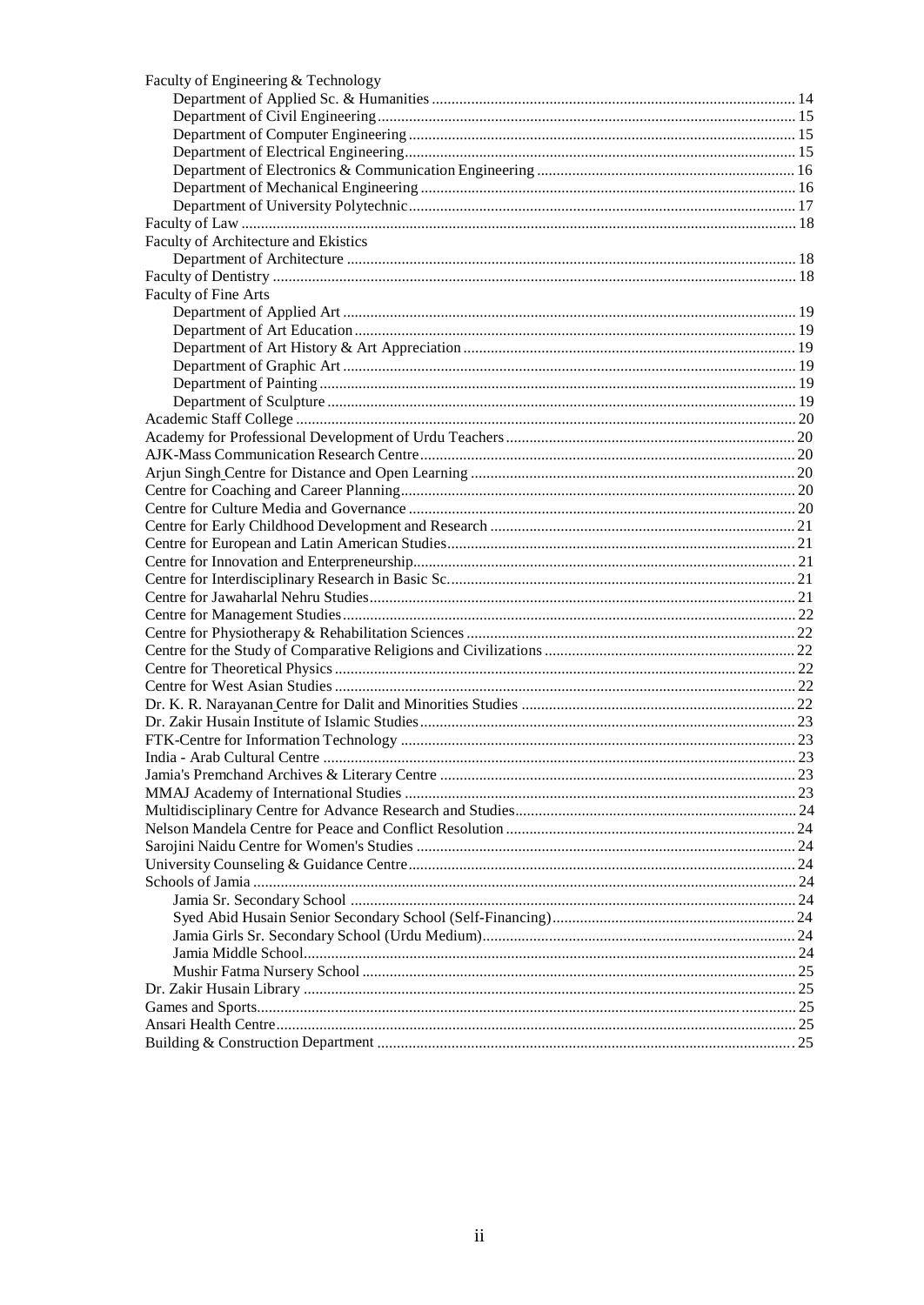Faculty of Engineering & Technology
- Department of Applied Sc. & Humanities ........ 14
- Department of Civil Engineering ........ 15
- Department of Computer Engineering ........ 15
- Department of Electrical Engineering ........ 15
- Department of Electronics & Communication Engineering ........ 16
- Department of Mechanical Engineering ........ 16
- Department of University Polytechnic ........ 17

Faculty of Law ........ 18

Faculty of Architecture and Ekistics
- Department of Architecture ........ 18

Faculty of Dentistry ........ 18

Faculty of Fine Arts
- Department of Applied Art ........ 19
- Department of Art Education ........ 19
- Department of Art History & Art Appreciation ........ 19
- Department of Graphic Art ........ 19
- Department of Painting ........ 19
- Department of Sculpture ........ 19

Academic Staff College ........ 20

Academy for Professional Development of Urdu Teachers ........ 20

AJK-Mass Communication Research Centre ........ 20

Arjun Singh Centre for Distance and Open Learning ........ 20

Centre for Coaching and Career Planning ........ 20

Centre for Culture Media and Governance ........ 20

Centre for Early Childhood Development and Research ........ 21

Centre for European and Latin American Studies ........ 21

Centre for Innovation and Enterpreneurship ........ 21

Centre for Interdisciplinary Research in Basic Sc. ........ 21

Centre for Jawaharlal Nehru Studies ........ 21

Centre for Management Studies ........ 22

Centre for Physiotherapy & Rehabilitation Sciences ........ 22

Centre for the Study of Comparative Religions and Civilizations ........ 22

Centre for Theoretical Physics ........ 22

Centre for West Asian Studies ........ 22

Dr. K. R. Narayanan Centre for Dalit and Minorities Studies ........ 22

Dr. Zakir Husain Institute of Islamic Studies ........ 23

FTK-Centre for Information Technology ........ 23

India - Arab Cultural Centre ........ 23

Jamia's Premchand Archives & Literary Centre ........ 23

MMAJ Academy of International Studies ........ 23

Multidisciplinary Centre for Advance Research and Studies ........ 24

Nelson Mandela Centre for Peace and Conflict Resolution ........ 24

Sarojini Naidu Centre for Women's Studies ........ 24

University Counseling & Guidance Centre ........ 24

Schools of Jamia ........ 24
- Jamia Sr. Secondary School ........ 24
- Syed Abid Husain Senior Secondary School (Self-Financing) ........ 24
- Jamia Girls Sr. Secondary School (Urdu Medium) ........ 24
- Jamia Middle School ........ 24
- Mushir Fatma Nursery School ........ 25

Dr. Zakir Husain Library ........ 25

Games and Sports ........ 25

Ansari Health Centre ........ 25

Building & Construction Department ........ 25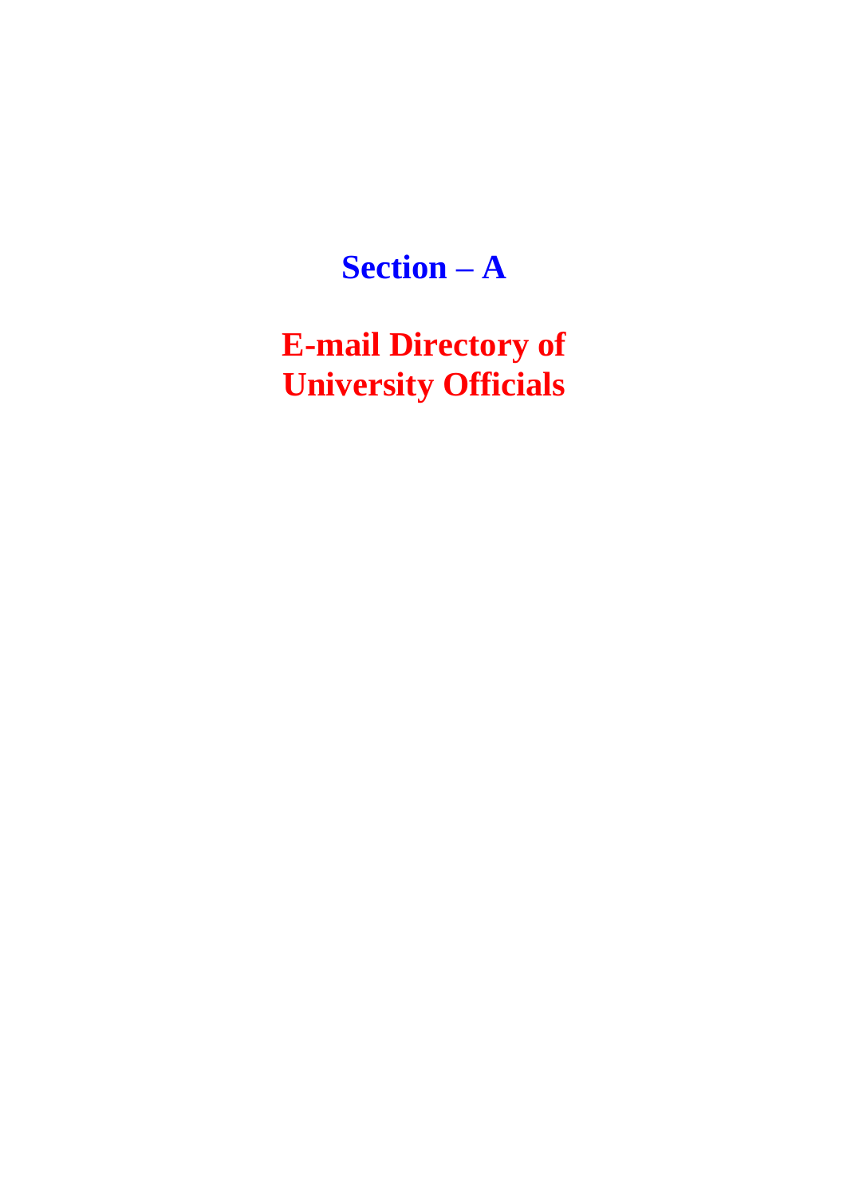# Section – A

# E-mail Directory of University Officials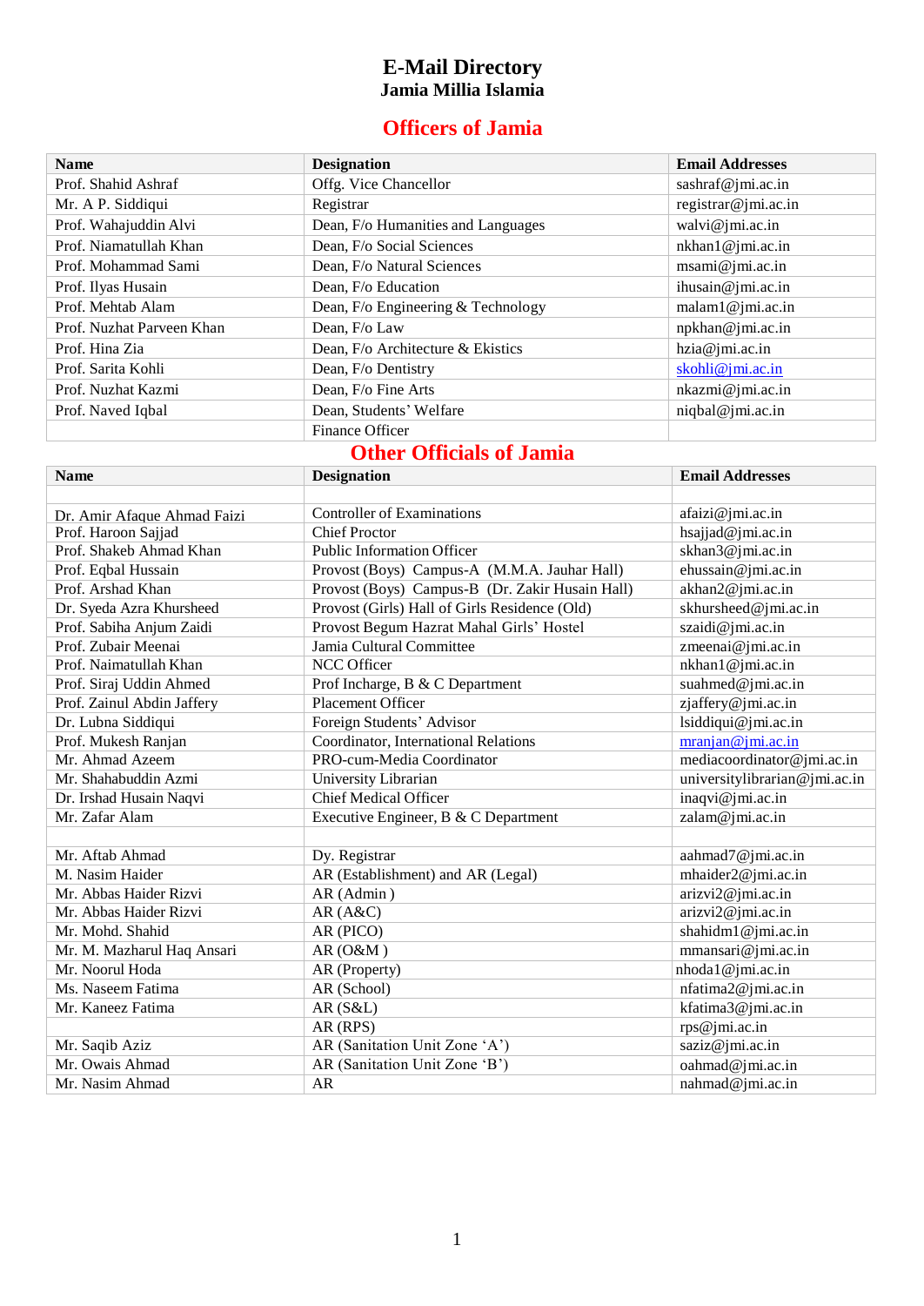# E-Mail Directory
## Jamia Millia Islamia

## Officers of Jamia

| Name | Designation | Email Addresses |
|---|---|---|
| Prof. Shahid Ashraf | Offg. Vice Chancellor | sashraf@jmi.ac.in |
| Mr. A P. Siddiqui | Registrar | registrar@jmi.ac.in |
| Prof. Wahajuddin Alvi | Dean, F/o Humanities and Languages | walvi@jmi.ac.in |
| Prof. Niamatullah Khan | Dean, F/o Social Sciences | nkhan1@jmi.ac.in |
| Prof. Mohammad Sami | Dean, F/o Natural Sciences | msami@jmi.ac.in |
| Prof. Ilyas Husain | Dean, F/o Education | ihusain@jmi.ac.in |
| Prof. Mehtab Alam | Dean, F/o Engineering & Technology | malam1@jmi.ac.in |
| Prof. Nuzhat Parveen Khan | Dean, F/o Law | npkhan@jmi.ac.in |
| Prof. Hina Zia | Dean, F/o Architecture & Ekistics | hzia@jmi.ac.in |
| Prof. Sarita Kohli | Dean, F/o Dentistry | skohli@jmi.ac.in |
| Prof. Nuzhat Kazmi | Dean, F/o Fine Arts | nkazmi@jmi.ac.in |
| Prof. Naved Iqbal | Dean, Students' Welfare | niqbal@jmi.ac.in |
| | Finance Officer | |

## Other Officials of Jamia

| Name | Designation | Email Addresses |
|---|---|---|
| | | |
| Dr. Amir Afaque Ahmad Faizi | Controller of Examinations | afaizi@jmi.ac.in |
| Prof. Haroon Sajjad | Chief Proctor | hsajjad@jmi.ac.in |
| Prof. Shakeb Ahmad Khan | Public Information Officer | skhan3@jmi.ac.in |
| Prof. Eqbal Hussain | Provost (Boys) Campus-A (M.M.A. Jauhar Hall) | ehussain@jmi.ac.in |
| Prof. Arshad Khan | Provost (Boys) Campus-B (Dr. Zakir Husain Hall) | akhan2@jmi.ac.in |
| Dr. Syeda Azra Khursheed | Provost (Girls) Hall of Girls Residence (Old) | skhursheed@jmi.ac.in |
| Prof. Sabiha Anjum Zaidi | Provost Begum Hazrat Mahal Girls' Hostel | szaidi@jmi.ac.in |
| Prof. Zubair Meenai | Jamia Cultural Committee | zmeenai@jmi.ac.in |
| Prof. Naimatullah Khan | NCC Officer | nkhan1@jmi.ac.in |
| Prof. Siraj Uddin Ahmed | Prof Incharge, B & C Department | suahmed@jmi.ac.in |
| Prof. Zainul Abdin Jaffery | Placement Officer | zjaffery@jmi.ac.in |
| Dr. Lubna Siddiqui | Foreign Students' Advisor | lsiddiqui@jmi.ac.in |
| Prof. Mukesh Ranjan | Coordinator, International Relations | mranjan@jmi.ac.in |
| Mr. Ahmad Azeem | PRO-cum-Media Coordinator | mediacoordinator@jmi.ac.in |
| Mr. Shahabuddin Azmi | University Librarian | universitylibrarian@jmi.ac.in |
| Dr. Irshad Husain Naqvi | Chief Medical Officer | inaqvi@jmi.ac.in |
| Mr. Zafar Alam | Executive Engineer, B & C Department | zalam@jmi.ac.in |
| | | |
| Mr. Aftab Ahmad | Dy. Registrar | aahmad7@jmi.ac.in |
| M. Nasim Haider | AR (Establishment) and AR (Legal) | mhaider2@jmi.ac.in |
| Mr. Abbas Haider Rizvi | AR (Admin ) | arizvi2@jmi.ac.in |
| Mr. Abbas Haider Rizvi | AR (A&C) | arizvi2@jmi.ac.in |
| Mr. Mohd. Shahid | AR (PICO) | shahidm1@jmi.ac.in |
| Mr. M. Mazharul Haq Ansari | AR (O&M ) | mmansari@jmi.ac.in |
| Mr. Noorul Hoda | AR (Property) | nhoda1@jmi.ac.in |
| Ms. Naseem Fatima | AR (School) | nfatima2@jmi.ac.in |
| Mr. Kaneez Fatima | AR (S&L) | kfatima3@jmi.ac.in |
| | AR (RPS) | rps@jmi.ac.in |
| Mr. Saqib Aziz | AR (Sanitation Unit Zone 'A') | saziz@jmi.ac.in |
| Mr. Owais Ahmad | AR (Sanitation Unit Zone 'B') | oahmad@jmi.ac.in |
| Mr. Nasim Ahmad | AR | nahmad@jmi.ac.in |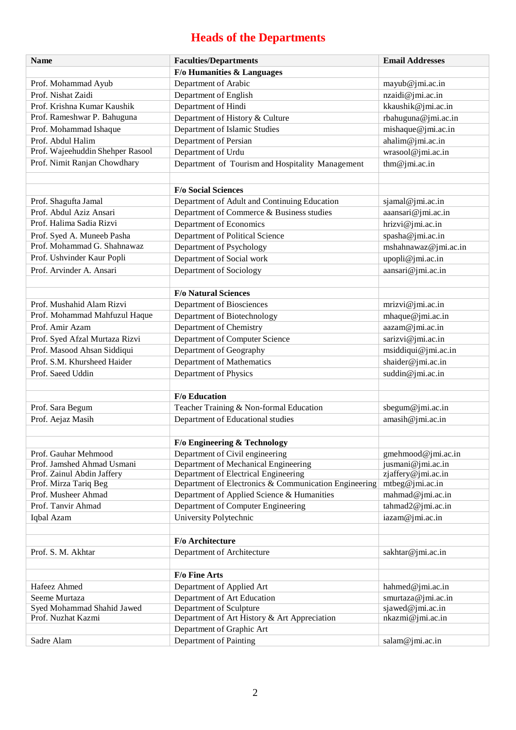# Heads of the Departments

| Name | Faculties/Departments | Email Addresses |
|---|---|---|
| | **F/o Humanities & Languages** | |
| Prof. Mohammad Ayub | Department of Arabic | mayub@jmi.ac.in |
| Prof. Nishat Zaidi | Department of English | nzaidi@jmi.ac.in |
| Prof. Krishna Kumar Kaushik | Department of Hindi | kkaushik@jmi.ac.in |
| Prof. Rameshwar P. Bahuguna | Department of History & Culture | rbahuguna@jmi.ac.in |
| Prof. Mohammad Ishaque | Department of Islamic Studies | mishaque@jmi.ac.in |
| Prof. Abdul Halim | Department of Persian | ahalim@jmi.ac.in |
| Prof. Wajeehuddin Shehper Rasool | Department of Urdu | wrasool@jmi.ac.in |
| Prof. Nimit Ranjan Chowdhary | Department of Tourism and Hospitality Management | thm@jmi.ac.in |
| | | |
| | **F/o Social Sciences** | |
| Prof. Shagufta Jamal | Department of Adult and Continuing Education | sjamal@jmi.ac.in |
| Prof. Abdul Aziz Ansari | Department of Commerce & Business studies | aaansari@jmi.ac.in |
| Prof. Halima Sadia Rizvi | Department of Economics | hrizvi@jmi.ac.in |
| Prof. Syed A. Muneeb Pasha | Department of Political Science | spasha@jmi.ac.in |
| Prof. Mohammad G. Shahnawaz | Department of Psychology | mshahnawaz@jmi.ac.in |
| Prof. Ushvinder Kaur Popli | Department of Social work | upopli@jmi.ac.in |
| Prof. Arvinder A. Ansari | Department of Sociology | aansari@jmi.ac.in |
| | | |
| | **F/o Natural Sciences** | |
| Prof. Mushahid Alam Rizvi | Department of Biosciences | mrizvi@jmi.ac.in |
| Prof. Mohammad Mahfuzul Haque | Department of Biotechnology | mhaque@jmi.ac.in |
| Prof. Amir Azam | Department of Chemistry | aazam@jmi.ac.in |
| Prof. Syed Afzal Murtaza Rizvi | Department of Computer Science | sarizvi@jmi.ac.in |
| Prof. Masood Ahsan Siddiqui | Department of Geography | msiddiqui@jmi.ac.in |
| Prof. S.M. Khursheed Haider | Department of Mathematics | shaider@jmi.ac.in |
| Prof. Saeed Uddin | Department of Physics | suddin@jmi.ac.in |
| | | |
| | **F/o Education** | |
| Prof. Sara Begum | Teacher Training & Non-formal Education | sbegum@jmi.ac.in |
| Prof. Aejaz Masih | Department of Educational studies | amasih@jmi.ac.in |
| | | |
| | **F/o Engineering & Technology** | |
| Prof. Gauhar Mehmood | Department of Civil engineering | gmehmood@jmi.ac.in |
| Prof. Jamshed Ahmad Usmani | Department of Mechanical Engineering | jusmani@jmi.ac.in |
| Prof. Zainul Abdin Jaffery | Department of Electrical Engineering | zjaffery@jmi.ac.in |
| Prof. Mirza Tariq Beg | Department of Electronics & Communication Engineering | mtbeg@jmi.ac.in |
| Prof. Musheer Ahmad | Department of Applied Science & Humanities | mahmad@jmi.ac.in |
| Prof. Tanvir Ahmad | Department of Computer Engineering | tahmad2@jmi.ac.in |
| Iqbal Azam | University Polytechnic | iazam@jmi.ac.in |
| | | |
| | **F/o Architecture** | |
| Prof. S. M. Akhtar | Department of Architecture | sakhtar@jmi.ac.in |
| | | |
| | **F/o Fine Arts** | |
| Hafeez Ahmed | Department of Applied Art | hahmed@jmi.ac.in |
| Seeme Murtaza | Department of Art Education | smurtaza@jmi.ac.in |
| Syed Mohammad Shahid Jawed | Department of Sculpture | sjawed@jmi.ac.in |
| Prof. Nuzhat Kazmi | Department of Art History & Art Appreciation | nkazmi@jmi.ac.in |
| | Department of Graphic Art | |
| Sadre Alam | Department of Painting | salam@jmi.ac.in |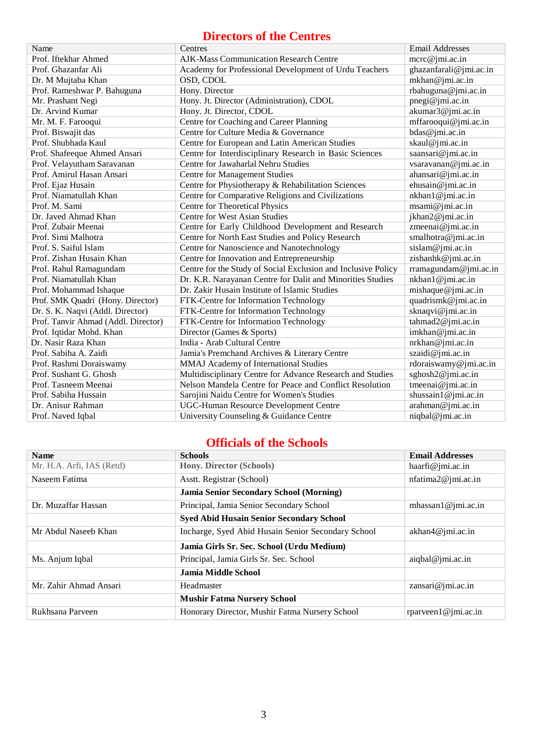## Directors of the Centres

| Name | Centres | Email Addresses |
|---|---|---|
| Prof. Iftekhar Ahmed | AJK-Mass Communication Research Centre | mcrc@jmi.ac.in |
| Prof. Ghazanfar Ali | Academy for Professional Development of Urdu Teachers | ghazanfarali@jmi.ac.in |
| Dr. M Mujtaba Khan | OSD, CDOL | mkhan@jmi.ac.in |
| Prof. Rameshwar P. Bahuguna | Hony. Director | rbahuguna@jmi.ac.in |
| Mr. Prashant Negi | Hony. Jt. Director (Administration), CDOL | pnegi@jmi.ac.in |
| Dr. Arvind Kumar | Hony. Jt. Director, CDOL | akumar3@jmi.ac.in |
| Mr. M. F. Farooqui | Centre for Coaching and Career Planning | mffarooqui@jmi.ac.in |
| Prof. Biswajit das | Centre for Culture Media & Governance | bdas@jmi.ac.in |
| Prof. Shubhada Kaul | Centre for European and Latin American Studies | skaul@jmi.ac.in |
| Prof. Shafeeque Ahmed Ansari | Centre for Interdisciplinary Research in Basic Sciences | saansari@jmi.ac.in |
| Prof. Velayutham Saravanan | Centre for Jawaharlal Nehru Studies | vsaravanan@jmi.ac.in |
| Prof. Amirul Hasan Ansari | Centre for Management Studies | ahansari@jmi.ac.in |
| Prof. Ejaz Husain | Centre for Physiotherapy & Rehabilitation Sciences | ehusain@jmi.ac.in |
| Prof. Niamatullah Khan | Centre for Comparative Religions and Civilizations | nkhan1@jmi.ac.in |
| Prof. M. Sami | Centre for Theoretical Physics | msami@jmi.ac.in |
| Dr. Javed Ahmad Khan | Centre for West Asian Studies | jkhan2@jmi.ac.in |
| Prof. Zubair Meenai | Centre for Early Childhood Development and Research | zmeenai@jmi.ac.in |
| Prof. Simi Malhotra | Centre for North East Studies and Policy Research | smalhotra@jmi.ac.in |
| Prof. S. Saiful Islam | Centre for Nanoscience and Nanotechnology | sislam@jmi.ac.in |
| Prof. Zishan Husain Khan | Centre for Innovation and Entrepreneurship | zishanhk@jmi.ac.in |
| Prof. Rahul Ramagundam | Centre for the Study of Social Exclusion and Inclusive Policy | rramagundam@jmi.ac.in |
| Prof. Niamatullah Khan | Dr. K.R. Narayanan Centre for Dalit and Minorities Studies | nkhan1@jmi.ac.in |
| Prof. Mohammad Ishaque | Dr. Zakir Husain Institute of Islamic Studies | mishaque@jmi.ac.in |
| Prof. SMK Quadri (Hony. Director) | FTK-Centre for Information Technology | quadrismk@jmi.ac.in |
| Dr. S. K. Naqvi (Addl. Director) | FTK-Centre for Information Technology | sknaqvi@jmi.ac.in |
| Prof. Tanvir Ahmad (Addl. Director) | FTK-Centre for Information Technology | tahmad2@jmi.ac.in |
| Prof. Iqtidar Mohd. Khan | Director (Games & Sports) | imkhan@jmi.ac.in |
| Dr. Nasir Raza Khan | India - Arab Cultural Centre | nrkhan@jmi.ac.in |
| Prof. Sabiha A. Zaidi | Jamia's Premchand Archives & Literary Centre | szaidi@jmi.ac.in |
| Prof. Rashmi Doraiswamy | MMAJ Academy of International Studies | rdoraiswamy@jmi.ac.in |
| Prof. Sushant G. Ghosh | Multidisciplinary Centre for Advance Research and Studies | sghosh2@jmi.ac.in |
| Prof. Tasneem Meenai | Nelson Mandela Centre for Peace and Conflict Resolution | tmeenai@jmi.ac.in |
| Prof. Sabiha Hussain | Sarojini Naidu Centre for Women's Studies | shussain1@jmi.ac.in |
| Dr. Anisur Rahman | UGC-Human Resource Development Centre | arahman@jmi.ac.in |
| Prof. Naved Iqbal | University Counseling & Guidance Centre | niqbal@jmi.ac.in |

## Officials of the Schools

| **Name** | **Schools** | **Email Addresses** |
|---|---|---|
| Mr. H.A. Arfi, IAS (Retd) | **Hony. Director (Schools)** | haarfi@jmi.ac.in |
| Naseem Fatima | Asstt. Registrar (School) | nfatima2@jmi.ac.in |
| | **Jamia Senior Secondary School (Morning)** | |
| Dr. Muzaffar Hassan | Principal, Jamia Senior Secondary School | mhassan1@jmi.ac.in |
| | **Syed Abid Husain Senior Secondary School** | |
| Mr Abdul Naseeb Khan | Incharge, Syed Abid Husain Senior Secondary School | akhan4@jmi.ac.in |
| | **Jamia Girls Sr. Sec. School (Urdu Medium)** | |
| Ms. Anjum Iqbal | Principal, Jamia Girls Sr. Sec. School | aiqbal@jmi.ac.in |
| | **Jamia Middle School** | |
| Mr. Zahir Ahmad Ansari | Headmaster | zansari@jmi.ac.in |
| | **Mushir Fatma Nursery School** | |
| Rukhsana Parveen | Honorary Director, Mushir Fatma Nursery School | rparveen1@jmi.ac.in |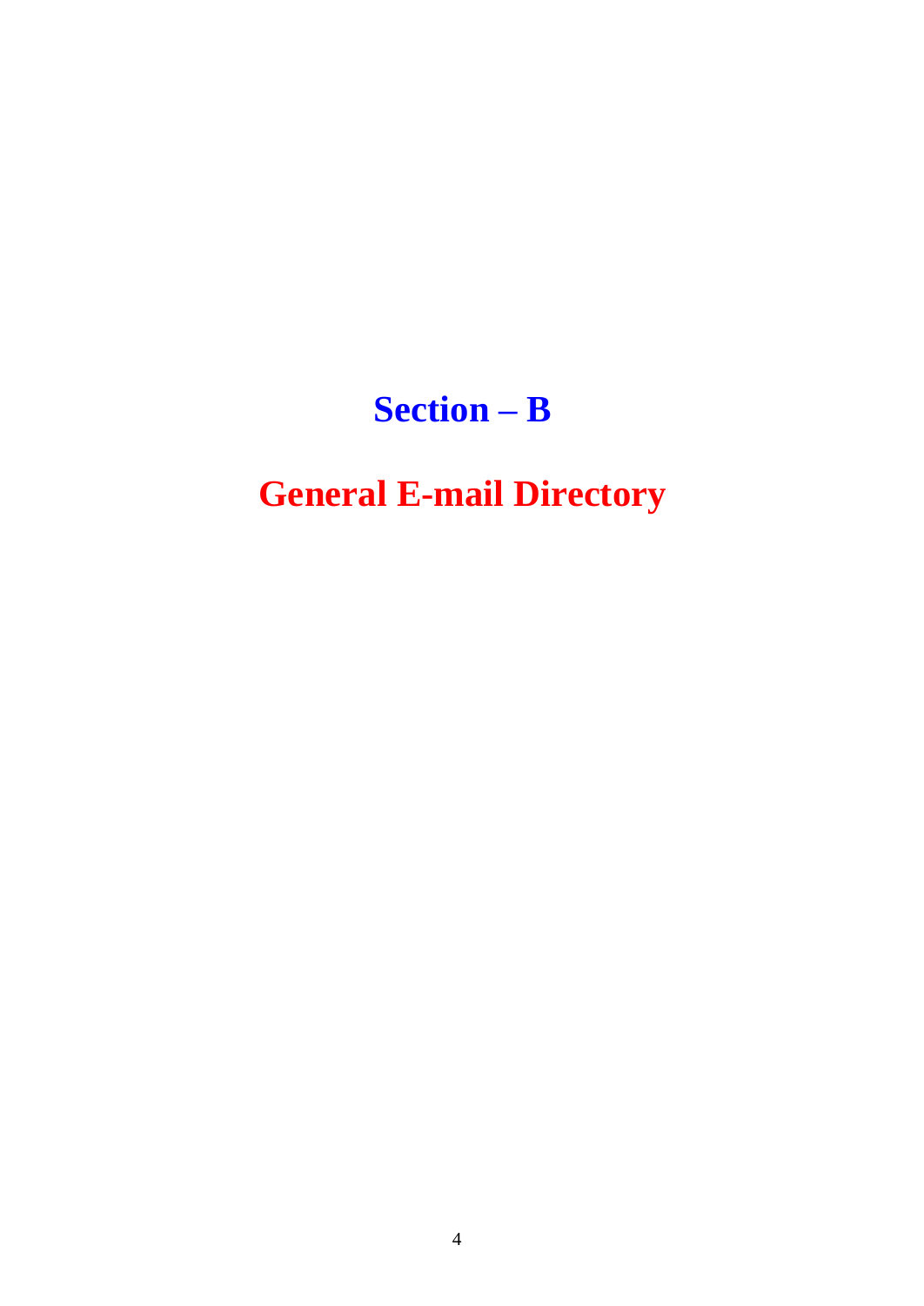# Section – B

# General E-mail Directory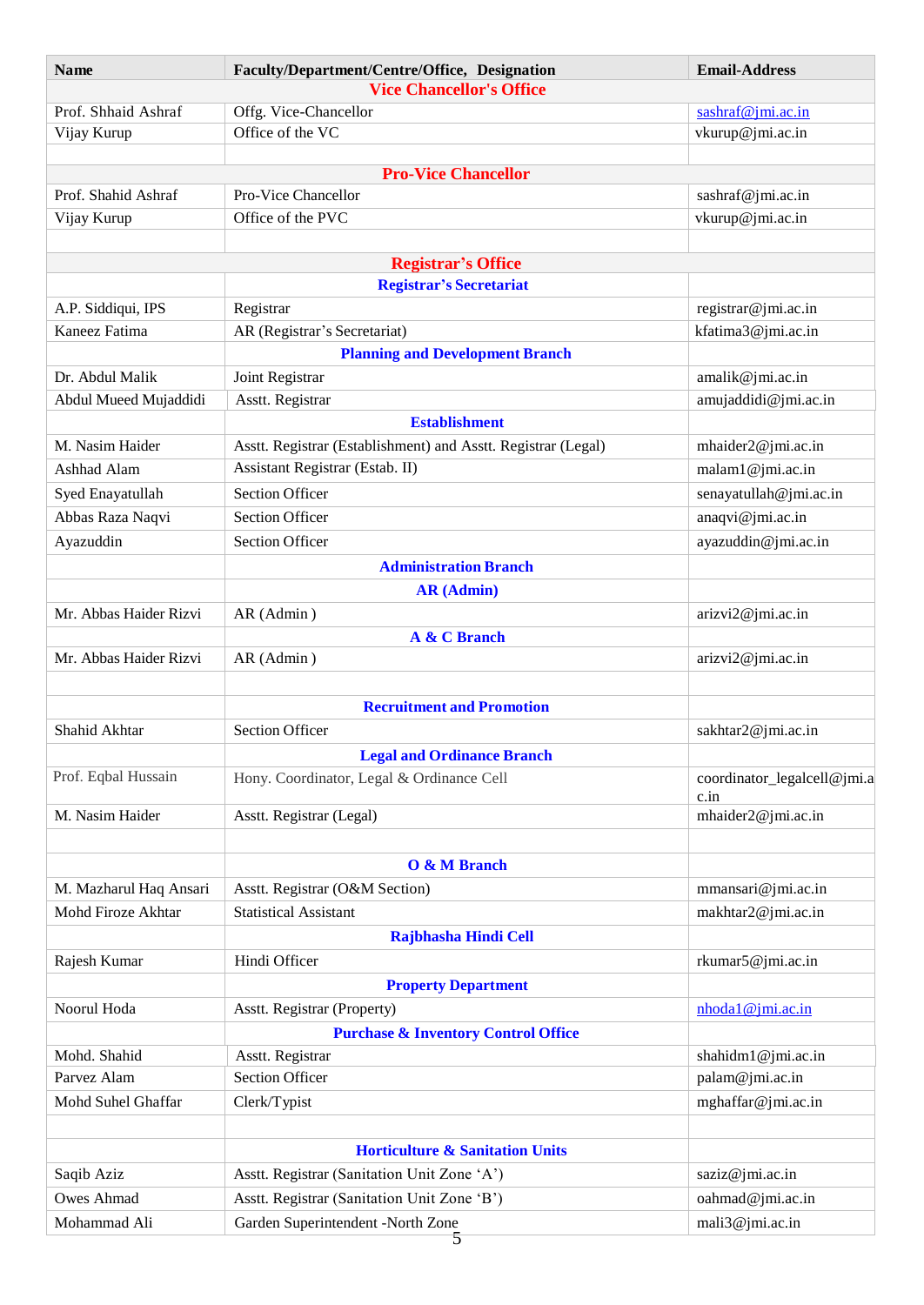| Name | Faculty/Department/Centre/Office, Designation | Email-Address |
|---|---|---|
| | **Vice Chancellor's Office** | |
| Prof. Shhaid Ashraf | Offg. Vice-Chancellor | sashraf@jmi.ac.in |
| Vijay Kurup | Office of the VC | vkurup@jmi.ac.in |
| | | |
| | **Pro-Vice Chancellor** | |
| Prof. Shahid Ashraf | Pro-Vice Chancellor | sashraf@jmi.ac.in |
| Vijay Kurup | Office of the PVC | vkurup@jmi.ac.in |
| | | |
| | **Registrar's Office** | |
| | **Registrar's Secretariat** | |
| A.P. Siddiqui, IPS | Registrar | registrar@jmi.ac.in |
| Kaneez Fatima | AR (Registrar's Secretariat) | kfatima3@jmi.ac.in |
| | **Planning and Development Branch** | |
| Dr. Abdul Malik | Joint Registrar | amalik@jmi.ac.in |
| Abdul Mueed Mujaddidi | Asstt. Registrar | amujaddidi@jmi.ac.in |
| | **Establishment** | |
| M. Nasim Haider | Asstt. Registrar (Establishment) and Asstt. Registrar (Legal) | mhaider2@jmi.ac.in |
| Ashhad Alam | Assistant Registrar (Estab. II) | malam1@jmi.ac.in |
| Syed Enayatullah | Section Officer | senayatullah@jmi.ac.in |
| Abbas Raza Naqvi | Section Officer | anaqvi@jmi.ac.in |
| Ayazuddin | Section Officer | ayazuddin@jmi.ac.in |
| | **Administration Branch** | |
| | **AR (Admin)** | |
| Mr. Abbas Haider Rizvi | AR (Admin ) | arizvi2@jmi.ac.in |
| | **A & C Branch** | |
| Mr. Abbas Haider Rizvi | AR (Admin ) | arizvi2@jmi.ac.in |
| | | |
| | **Recruitment and Promotion** | |
| Shahid Akhtar | Section Officer | sakhtar2@jmi.ac.in |
| | **Legal and Ordinance Branch** | |
| Prof. Eqbal Hussain | Hony. Coordinator, Legal & Ordinance Cell | coordinator_legalcell@jmi.ac.in |
| M. Nasim Haider | Asstt. Registrar (Legal) | mhaider2@jmi.ac.in |
| | | |
| | **O & M Branch** | |
| M. Mazharul Haq Ansari | Asstt. Registrar (O&M Section) | mmansari@jmi.ac.in |
| Mohd Firoze Akhtar | Statistical Assistant | makhtar2@jmi.ac.in |
| | **Rajbhasha Hindi Cell** | |
| Rajesh Kumar | Hindi Officer | rkumar5@jmi.ac.in |
| | **Property Department** | |
| Noorul Hoda | Asstt. Registrar (Property) | nhoda1@jmi.ac.in |
| | **Purchase & Inventory Control Office** | |
| Mohd. Shahid | Asstt. Registrar | shahidm1@jmi.ac.in |
| Parvez Alam | Section Officer | palam@jmi.ac.in |
| Mohd Suhel Ghaffar | Clerk/Typist | mghaffar@jmi.ac.in |
| | | |
| | **Horticulture & Sanitation Units** | |
| Saqib Aziz | Asstt. Registrar (Sanitation Unit Zone 'A') | saziz@jmi.ac.in |
| Owes Ahmad | Asstt. Registrar (Sanitation Unit Zone 'B') | oahmad@jmi.ac.in |
| Mohammad Ali | Garden Superintendent -North Zone | mali3@jmi.ac.in |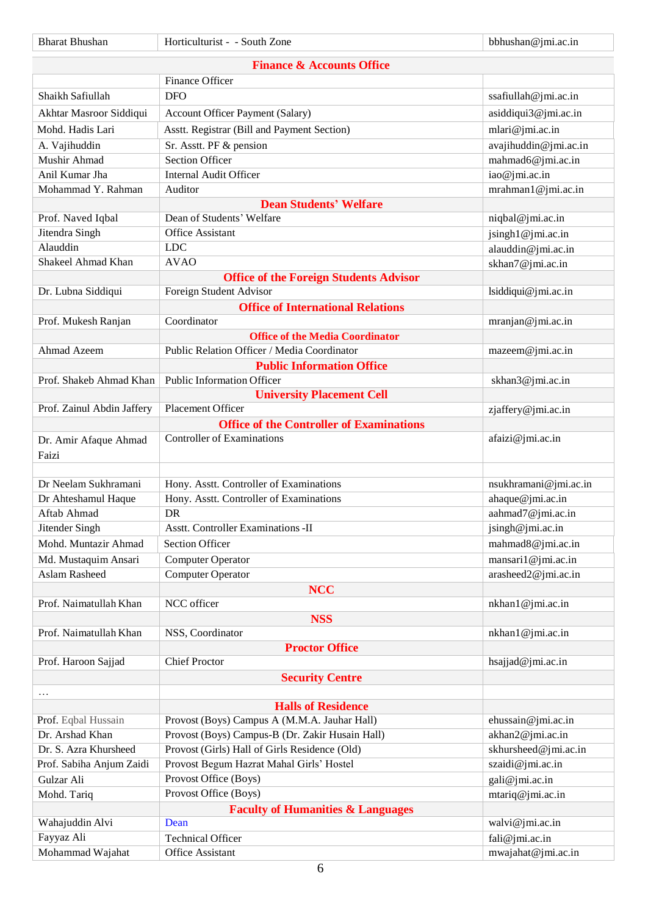| | | |
|---|---|---|
| Bharat Bhushan | Horticulturist - - South Zone | bbhushan@jmi.ac.in |
| | **Finance & Accounts Office** | |
| | Finance Officer | |
| Shaikh Safiullah | DFO | ssafiullah@jmi.ac.in |
| Akhtar Masroor Siddiqui | Account Officer Payment (Salary) | asiddiqui3@jmi.ac.in |
| Mohd. Hadis Lari | Asstt. Registrar (Bill and Payment Section) | mlari@jmi.ac.in |
| A. Vajihuddin | Sr. Asstt. PF & pension | avajihuddin@jmi.ac.in |
| Mushir Ahmad | Section Officer | mahmad6@jmi.ac.in |
| Anil Kumar Jha | Internal Audit Officer | iao@jmi.ac.in |
| Mohammad Y. Rahman | Auditor | mrahman1@jmi.ac.in |
| | **Dean Students' Welfare** | |
| Prof. Naved Iqbal | Dean of Students' Welfare | niqbal@jmi.ac.in |
| Jitendra Singh | Office Assistant | jsingh1@jmi.ac.in |
| Alauddin | LDC | alauddin@jmi.ac.in |
| Shakeel Ahmad Khan | AVAO | skhan7@jmi.ac.in |
| | **Office of the Foreign Students Advisor** | |
| Dr. Lubna Siddiqui | Foreign Student Advisor | lsiddiqui@jmi.ac.in |
| | **Office of International Relations** | |
| Prof. Mukesh Ranjan | Coordinator | mranjan@jmi.ac.in |
| | **Office of the Media Coordinator** | |
| Ahmad Azeem | Public Relation Officer / Media Coordinator | mazeem@jmi.ac.in |
| | **Public Information Office** | |
| Prof. Shakeb Ahmad Khan | Public Information Officer | skhan3@jmi.ac.in |
| | **University Placement Cell** | |
| Prof. Zainul Abdin Jaffery | Placement Officer | zjaffery@jmi.ac.in |
| | **Office of the Controller of Examinations** | |
| Dr. Amir Afaque Ahmad Faizi | Controller of Examinations | afaizi@jmi.ac.in |
| | | |
| Dr Neelam Sukhramani | Hony. Asstt. Controller of Examinations | nsukhramani@jmi.ac.in |
| Dr Ahteshamul Haque | Hony. Asstt. Controller of Examinations | ahaque@jmi.ac.in |
| Aftab Ahmad | DR | aahmad7@jmi.ac.in |
| Jitender Singh | Asstt. Controller Examinations -II | jsingh@jmi.ac.in |
| Mohd. Muntazir Ahmad | Section Officer | mahmad8@jmi.ac.in |
| Md. Mustaquim Ansari | Computer Operator | mansari1@jmi.ac.in |
| Aslam Rasheed | Computer Operator | arasheed2@jmi.ac.in |
| | **NCC** | |
| Prof. Naimatullah Khan | NCC officer | nkhan1@jmi.ac.in |
| | **NSS** | |
| Prof. Naimatullah Khan | NSS, Coordinator | nkhan1@jmi.ac.in |
| | **Proctor Office** | |
| Prof. Haroon Sajjad | Chief Proctor | hsajjad@jmi.ac.in |
| | **Security Centre** | |
| … | | |
| | **Halls of Residence** | |
| Prof. Eqbal Hussain | Provost (Boys) Campus A (M.M.A. Jauhar Hall) | ehussain@jmi.ac.in |
| Dr. Arshad Khan | Provost (Boys) Campus-B (Dr. Zakir Husain Hall) | akhan2@jmi.ac.in |
| Dr. S. Azra Khursheed | Provost (Girls) Hall of Girls Residence (Old) | skhursheed@jmi.ac.in |
| Prof. Sabiha Anjum Zaidi | Provost Begum Hazrat Mahal Girls' Hostel | szaidi@jmi.ac.in |
| Gulzar Ali | Provost Office (Boys) | gali@jmi.ac.in |
| Mohd. Tariq | Provost Office (Boys) | mtariq@jmi.ac.in |
| | **Faculty of Humanities & Languages** | |
| Wahajuddin Alvi | Dean | walvi@jmi.ac.in |
| Fayyaz Ali | Technical Officer | fali@jmi.ac.in |
| Mohammad Wajahat | Office Assistant | mwajahat@jmi.ac.in |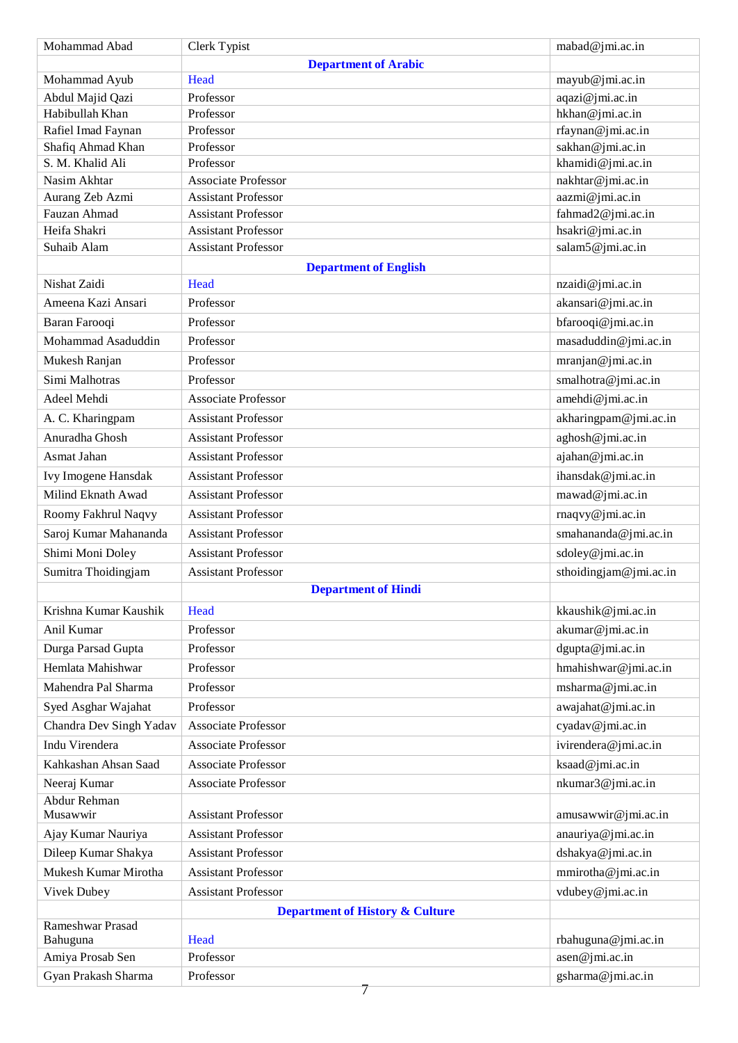| | | |
|---|---|---|
| Mohammad Abad | Clerk Typist | mabad@jmi.ac.in |
| | **Department of Arabic** | |
| Mohammad Ayub | Head | mayub@jmi.ac.in |
| Abdul Majid Qazi | Professor | aqazi@jmi.ac.in |
| Habibullah Khan | Professor | hkhan@jmi.ac.in |
| Rafiel Imad Faynan | Professor | rfaynan@jmi.ac.in |
| Shafiq Ahmad Khan | Professor | sakhan@jmi.ac.in |
| S. M. Khalid Ali | Professor | khamidi@jmi.ac.in |
| Nasim Akhtar | Associate Professor | nakhtar@jmi.ac.in |
| Aurang Zeb Azmi | Assistant Professor | aazmi@jmi.ac.in |
| Fauzan Ahmad | Assistant Professor | fahmad2@jmi.ac.in |
| Heifa Shakri | Assistant Professor | hsakri@jmi.ac.in |
| Suhaib Alam | Assistant Professor | salam5@jmi.ac.in |
| | **Department of English** | |
| Nishat Zaidi | Head | nzaidi@jmi.ac.in |
| Ameena Kazi Ansari | Professor | akansari@jmi.ac.in |
| Baran Farooqi | Professor | bfarooqi@jmi.ac.in |
| Mohammad Asaduddin | Professor | masaduddin@jmi.ac.in |
| Mukesh Ranjan | Professor | mranjan@jmi.ac.in |
| Simi Malhotras | Professor | smalhotra@jmi.ac.in |
| Adeel Mehdi | Associate Professor | amehdi@jmi.ac.in |
| A. C. Kharingpam | Assistant Professor | akharingpam@jmi.ac.in |
| Anuradha Ghosh | Assistant Professor | aghosh@jmi.ac.in |
| Asmat Jahan | Assistant Professor | ajahan@jmi.ac.in |
| Ivy Imogene Hansdak | Assistant Professor | ihansdak@jmi.ac.in |
| Milind Eknath Awad | Assistant Professor | mawad@jmi.ac.in |
| Roomy Fakhrul Naqvy | Assistant Professor | rnaqvy@jmi.ac.in |
| Saroj Kumar Mahananda | Assistant Professor | smahananda@jmi.ac.in |
| Shimi Moni Doley | Assistant Professor | sdoley@jmi.ac.in |
| Sumitra Thoidingjam | Assistant Professor | sthoidingjam@jmi.ac.in |
| | **Department of Hindi** | |
| Krishna Kumar Kaushik | Head | kkaushik@jmi.ac.in |
| Anil Kumar | Professor | akumar@jmi.ac.in |
| Durga Parsad Gupta | Professor | dgupta@jmi.ac.in |
| Hemlata Mahishwar | Professor | hmahishwar@jmi.ac.in |
| Mahendra Pal Sharma | Professor | msharma@jmi.ac.in |
| Syed Asghar Wajahat | Professor | awajahat@jmi.ac.in |
| Chandra Dev Singh Yadav | Associate Professor | cyadav@jmi.ac.in |
| Indu Virendera | Associate Professor | ivirendera@jmi.ac.in |
| Kahkashan Ahsan Saad | Associate Professor | ksaad@jmi.ac.in |
| Neeraj Kumar | Associate Professor | nkumar3@jmi.ac.in |
| Abdur Rehman Musawwir | Assistant Professor | amusawwir@jmi.ac.in |
| Ajay Kumar Nauriya | Assistant Professor | anauriya@jmi.ac.in |
| Dileep Kumar Shakya | Assistant Professor | dshakya@jmi.ac.in |
| Mukesh Kumar Mirotha | Assistant Professor | mmirotha@jmi.ac.in |
| Vivek Dubey | Assistant Professor | vdubey@jmi.ac.in |
| | **Department of History & Culture** | |
| Rameshwar Prasad Bahuguna | Head | rbahuguna@jmi.ac.in |
| Amiya Prosab Sen | Professor | asen@jmi.ac.in |
| Gyan Prakash Sharma | Professor | gsharma@jmi.ac.in |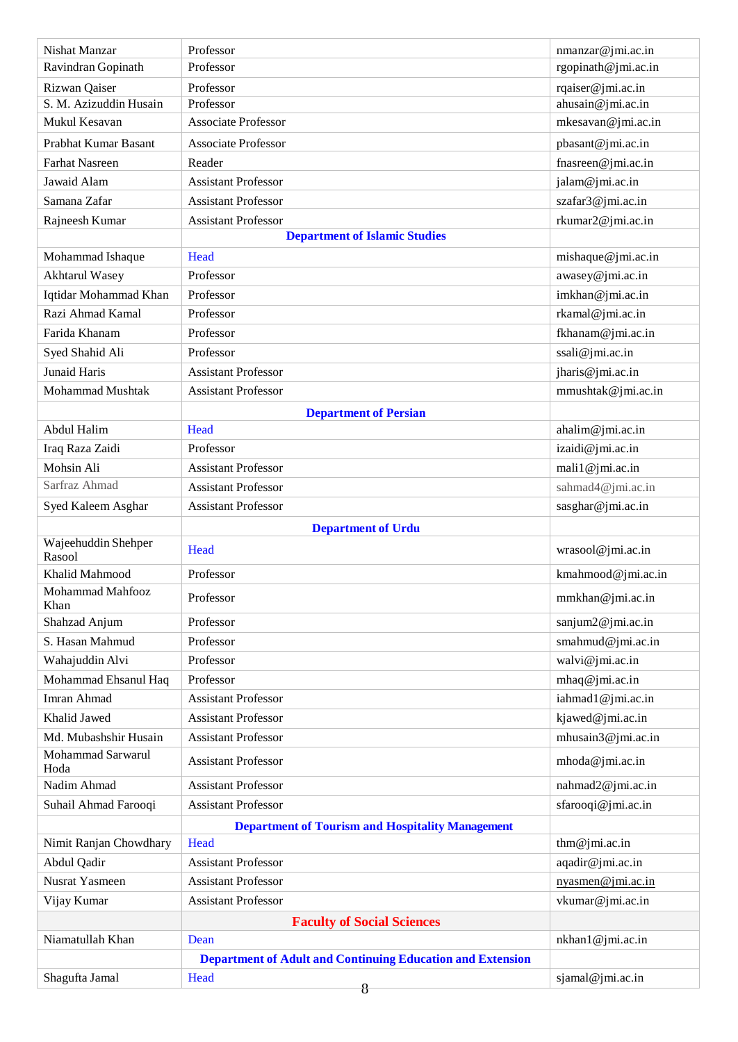| | | |
|---|---|---|
| Nishat Manzar | Professor | nmanzar@jmi.ac.in |
| Ravindran Gopinath | Professor | rgopinath@jmi.ac.in |
| Rizwan Qaiser | Professor | rqaiser@jmi.ac.in |
| S. M. Azizuddin Husain | Professor | ahusain@jmi.ac.in |
| Mukul Kesavan | Associate Professor | mkesavan@jmi.ac.in |
| Prabhat Kumar Basant | Associate Professor | pbasant@jmi.ac.in |
| Farhat Nasreen | Reader | fnasreen@jmi.ac.in |
| Jawaid Alam | Assistant Professor | jalam@jmi.ac.in |
| Samana Zafar | Assistant Professor | szafar3@jmi.ac.in |
| Rajneesh Kumar | Assistant Professor | rkumar2@jmi.ac.in |
| | **Department of Islamic Studies** | |
| Mohammad Ishaque | Head | mishaque@jmi.ac.in |
| Akhtarul Wasey | Professor | awasey@jmi.ac.in |
| Iqtidar Mohammad Khan | Professor | imkhan@jmi.ac.in |
| Razi Ahmad Kamal | Professor | rkamal@jmi.ac.in |
| Farida Khanam | Professor | fkhanam@jmi.ac.in |
| Syed Shahid Ali | Professor | ssali@jmi.ac.in |
| Junaid Haris | Assistant Professor | jharis@jmi.ac.in |
| Mohammad Mushtak | Assistant Professor | mmushtak@jmi.ac.in |
| | **Department of Persian** | |
| Abdul Halim | Head | ahalim@jmi.ac.in |
| Iraq Raza Zaidi | Professor | izaidi@jmi.ac.in |
| Mohsin Ali | Assistant Professor | mali1@jmi.ac.in |
| Sarfraz Ahmad | Assistant Professor | sahmad4@jmi.ac.in |
| Syed Kaleem Asghar | Assistant Professor | sasghar@jmi.ac.in |
| | **Department of Urdu** | |
| Wajeehuddin Shehper Rasool | Head | wrasool@jmi.ac.in |
| Khalid Mahmood | Professor | kmahmood@jmi.ac.in |
| Mohammad Mahfooz Khan | Professor | mmkhan@jmi.ac.in |
| Shahzad Anjum | Professor | sanjum2@jmi.ac.in |
| S. Hasan Mahmud | Professor | smahmud@jmi.ac.in |
| Wahajuddin Alvi | Professor | walvi@jmi.ac.in |
| Mohammad Ehsanul Haq | Professor | mhaq@jmi.ac.in |
| Imran Ahmad | Assistant Professor | iahmad1@jmi.ac.in |
| Khalid Jawed | Assistant Professor | kjawed@jmi.ac.in |
| Md. Mubashshir Husain | Assistant Professor | mhusain3@jmi.ac.in |
| Mohammad Sarwarul Hoda | Assistant Professor | mhoda@jmi.ac.in |
| Nadim Ahmad | Assistant Professor | nahmad2@jmi.ac.in |
| Suhail Ahmad Farooqi | Assistant Professor | sfarooqi@jmi.ac.in |
| | **Department of Tourism and Hospitality Management** | |
| Nimit Ranjan Chowdhary | Head | thm@jmi.ac.in |
| Abdul Qadir | Assistant Professor | aqadir@jmi.ac.in |
| Nusrat Yasmeen | Assistant Professor | nyasmen@jmi.ac.in |
| Vijay Kumar | Assistant Professor | vkumar@jmi.ac.in |
| | **Faculty of Social Sciences** | |
| Niamatullah Khan | Dean | nkhan1@jmi.ac.in |
| | **Department of Adult and Continuing Education and Extension** | |
| Shagufta Jamal | Head | sjamal@jmi.ac.in |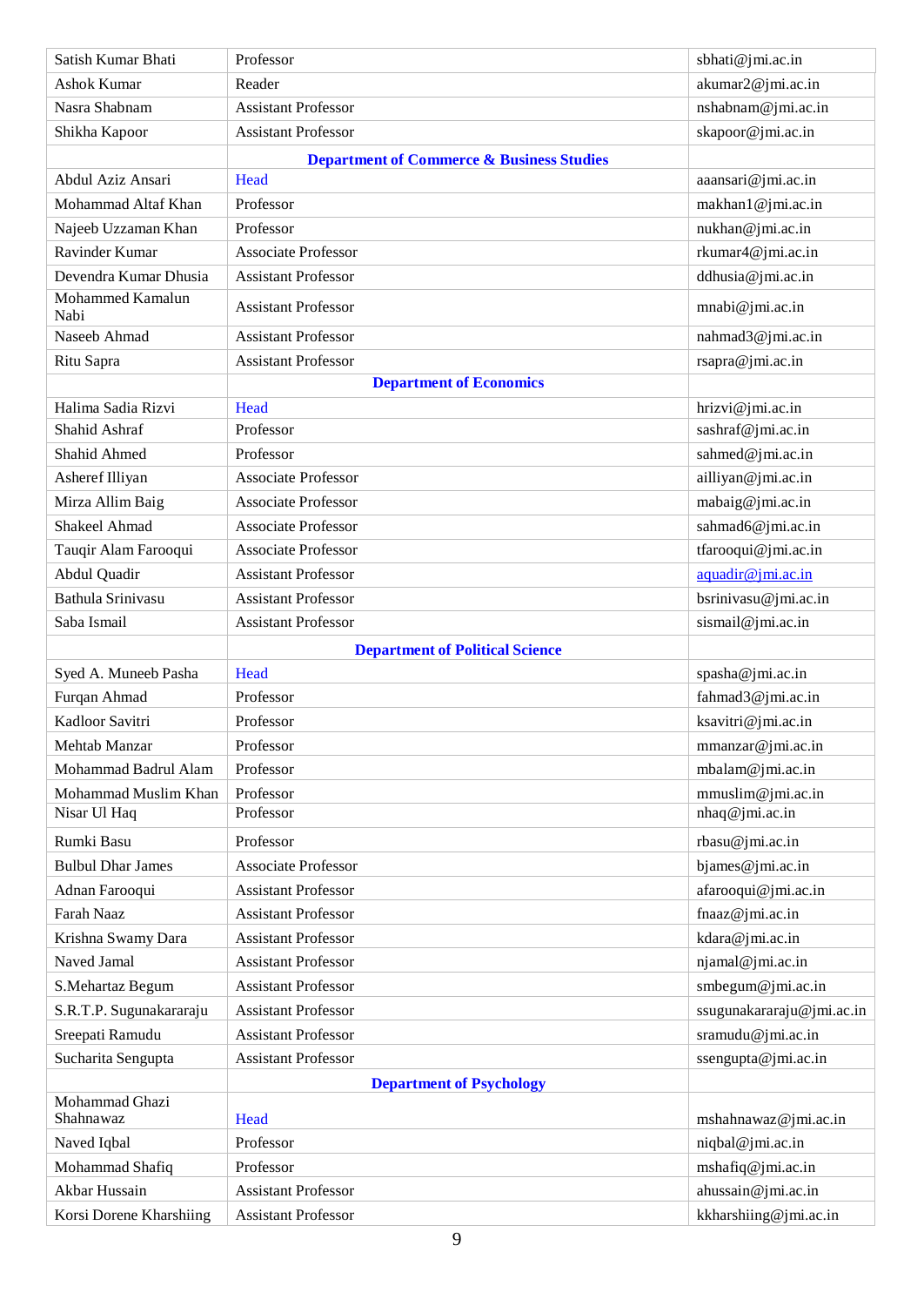| | | |
|---|---|---|
| Satish Kumar Bhati | Professor | sbhati@jmi.ac.in |
| Ashok Kumar | Reader | akumar2@jmi.ac.in |
| Nasra Shabnam | Assistant Professor | nshabnam@jmi.ac.in |
| Shikha Kapoor | Assistant Professor | skapoor@jmi.ac.in |
| | **Department of Commerce & Business Studies** | |
| Abdul Aziz Ansari | Head | aaansari@jmi.ac.in |
| Mohammad Altaf Khan | Professor | makhan1@jmi.ac.in |
| Najeeb Uzzaman Khan | Professor | nukhan@jmi.ac.in |
| Ravinder Kumar | Associate Professor | rkumar4@jmi.ac.in |
| Devendra Kumar Dhusia | Assistant Professor | ddhusia@jmi.ac.in |
| Mohammed Kamalun Nabi | Assistant Professor | mnabi@jmi.ac.in |
| Naseeb Ahmad | Assistant Professor | nahmad3@jmi.ac.in |
| Ritu Sapra | Assistant Professor | rsapra@jmi.ac.in |
| | **Department of Economics** | |
| Halima Sadia Rizvi | Head | hrizvi@jmi.ac.in |
| Shahid Ashraf | Professor | sashraf@jmi.ac.in |
| Shahid Ahmed | Professor | sahmed@jmi.ac.in |
| Asheref Illiyan | Associate Professor | ailliyan@jmi.ac.in |
| Mirza Allim Baig | Associate Professor | mabaig@jmi.ac.in |
| Shakeel Ahmad | Associate Professor | sahmad6@jmi.ac.in |
| Tauqir Alam Farooqui | Associate Professor | tfarooqui@jmi.ac.in |
| Abdul Quadir | Assistant Professor | aquadir@jmi.ac.in |
| Bathula Srinivasu | Assistant Professor | bsrinivasu@jmi.ac.in |
| Saba Ismail | Assistant Professor | sismail@jmi.ac.in |
| | **Department of Political Science** | |
| Syed A. Muneeb Pasha | Head | spasha@jmi.ac.in |
| Furqan Ahmad | Professor | fahmad3@jmi.ac.in |
| Kadloor Savitri | Professor | ksavitri@jmi.ac.in |
| Mehtab Manzar | Professor | mmanzar@jmi.ac.in |
| Mohammad Badrul Alam | Professor | mbalam@jmi.ac.in |
| Mohammad Muslim Khan | Professor | mmuslim@jmi.ac.in |
| Nisar Ul Haq | Professor | nhaq@jmi.ac.in |
| Rumki Basu | Professor | rbasu@jmi.ac.in |
| Bulbul Dhar James | Associate Professor | bjames@jmi.ac.in |
| Adnan Farooqui | Assistant Professor | afarooqui@jmi.ac.in |
| Farah Naaz | Assistant Professor | fnaaz@jmi.ac.in |
| Krishna Swamy Dara | Assistant Professor | kdara@jmi.ac.in |
| Naved Jamal | Assistant Professor | njamal@jmi.ac.in |
| S.Mehartaz Begum | Assistant Professor | smbegum@jmi.ac.in |
| S.R.T.P. Sugunakararaju | Assistant Professor | ssugunakararaju@jmi.ac.in |
| Sreepati Ramudu | Assistant Professor | sramudu@jmi.ac.in |
| Sucharita Sengupta | Assistant Professor | ssengupta@jmi.ac.in |
| | **Department of Psychology** | |
| Mohammad Ghazi Shahnawaz | Head | mshahnawaz@jmi.ac.in |
| Naved Iqbal | Professor | niqbal@jmi.ac.in |
| Mohammad Shafiq | Professor | mshafiq@jmi.ac.in |
| Akbar Hussain | Assistant Professor | ahussain@jmi.ac.in |
| Korsi Dorene Kharshiing | Assistant Professor | kkharshiing@jmi.ac.in |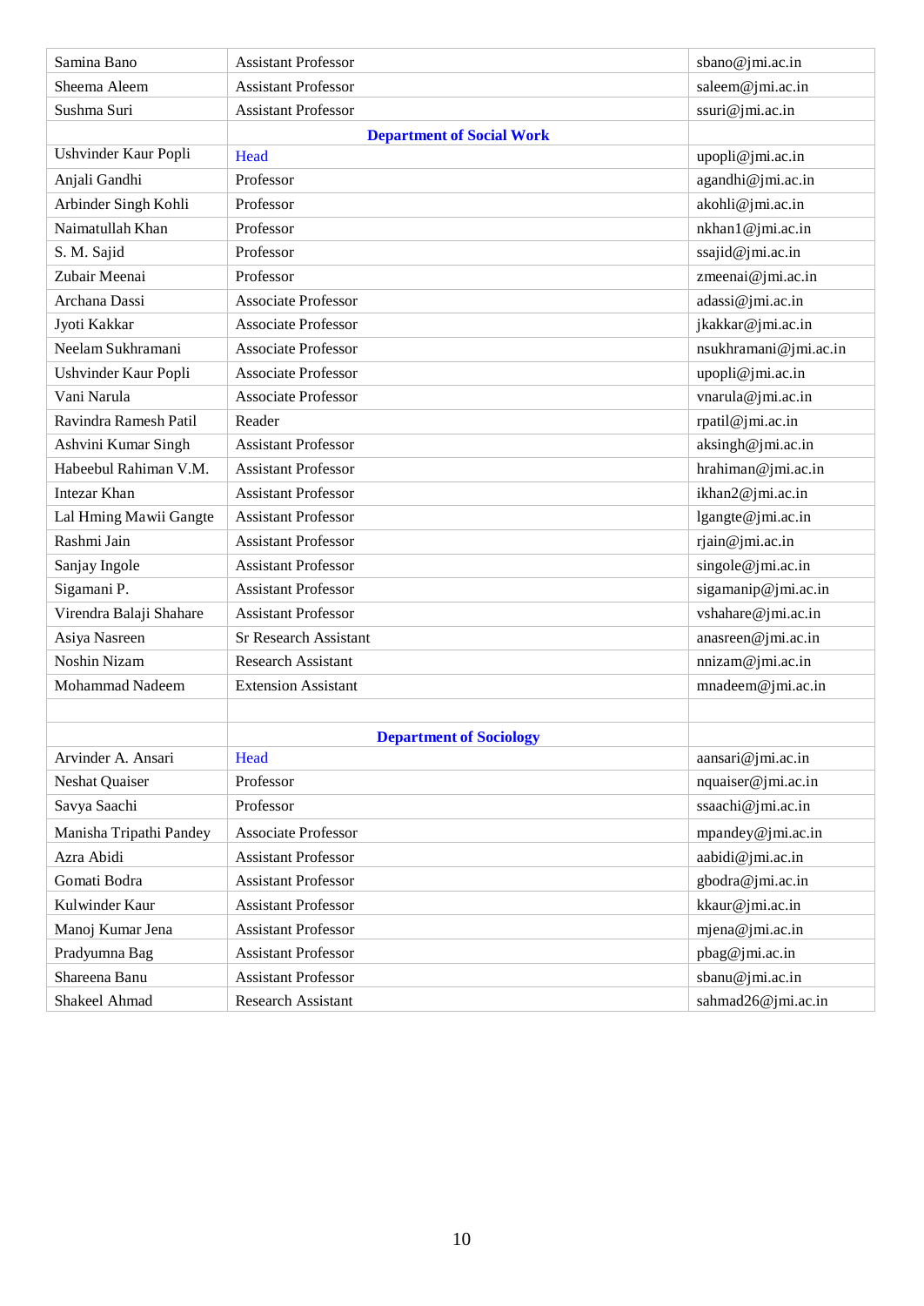| | | |
|---|---|---|
| Samina Bano | Assistant Professor | sbano@jmi.ac.in |
| Sheema Aleem | Assistant Professor | saleem@jmi.ac.in |
| Sushma Suri | Assistant Professor | ssuri@jmi.ac.in |
| | **Department of Social Work** | |
| Ushvinder Kaur Popli | Head | upopli@jmi.ac.in |
| Anjali Gandhi | Professor | agandhi@jmi.ac.in |
| Arbinder Singh Kohli | Professor | akohli@jmi.ac.in |
| Naimatullah Khan | Professor | nkhan1@jmi.ac.in |
| S. M. Sajid | Professor | ssajid@jmi.ac.in |
| Zubair Meenai | Professor | zmeenai@jmi.ac.in |
| Archana Dassi | Associate Professor | adassi@jmi.ac.in |
| Jyoti Kakkar | Associate Professor | jkakkar@jmi.ac.in |
| Neelam Sukhramani | Associate Professor | nsukhramani@jmi.ac.in |
| Ushvinder Kaur Popli | Associate Professor | upopli@jmi.ac.in |
| Vani Narula | Associate Professor | vnarula@jmi.ac.in |
| Ravindra Ramesh Patil | Reader | rpatil@jmi.ac.in |
| Ashvini Kumar Singh | Assistant Professor | aksingh@jmi.ac.in |
| Habeebul Rahiman V.M. | Assistant Professor | hrahiman@jmi.ac.in |
| Intezar Khan | Assistant Professor | ikhan2@jmi.ac.in |
| Lal Hming Mawii Gangte | Assistant Professor | lgangte@jmi.ac.in |
| Rashmi Jain | Assistant Professor | rjain@jmi.ac.in |
| Sanjay Ingole | Assistant Professor | singole@jmi.ac.in |
| Sigamani P. | Assistant Professor | sigamanip@jmi.ac.in |
| Virendra Balaji Shahare | Assistant Professor | vshahare@jmi.ac.in |
| Asiya Nasreen | Sr Research Assistant | anasreen@jmi.ac.in |
| Noshin Nizam | Research Assistant | nnizam@jmi.ac.in |
| Mohammad Nadeem | Extension Assistant | mnadeem@jmi.ac.in |
| | | |
| | **Department of Sociology** | |
| Arvinder A. Ansari | Head | aansari@jmi.ac.in |
| Neshat Quaiser | Professor | nquaiser@jmi.ac.in |
| Savya Saachi | Professor | ssaachi@jmi.ac.in |
| Manisha Tripathi Pandey | Associate Professor | mpandey@jmi.ac.in |
| Azra Abidi | Assistant Professor | aabidi@jmi.ac.in |
| Gomati Bodra | Assistant Professor | gbodra@jmi.ac.in |
| Kulwinder Kaur | Assistant Professor | kkaur@jmi.ac.in |
| Manoj Kumar Jena | Assistant Professor | mjena@jmi.ac.in |
| Pradyumna Bag | Assistant Professor | pbag@jmi.ac.in |
| Shareena Banu | Assistant Professor | sbanu@jmi.ac.in |
| Shakeel Ahmad | Research Assistant | sahmad26@jmi.ac.in |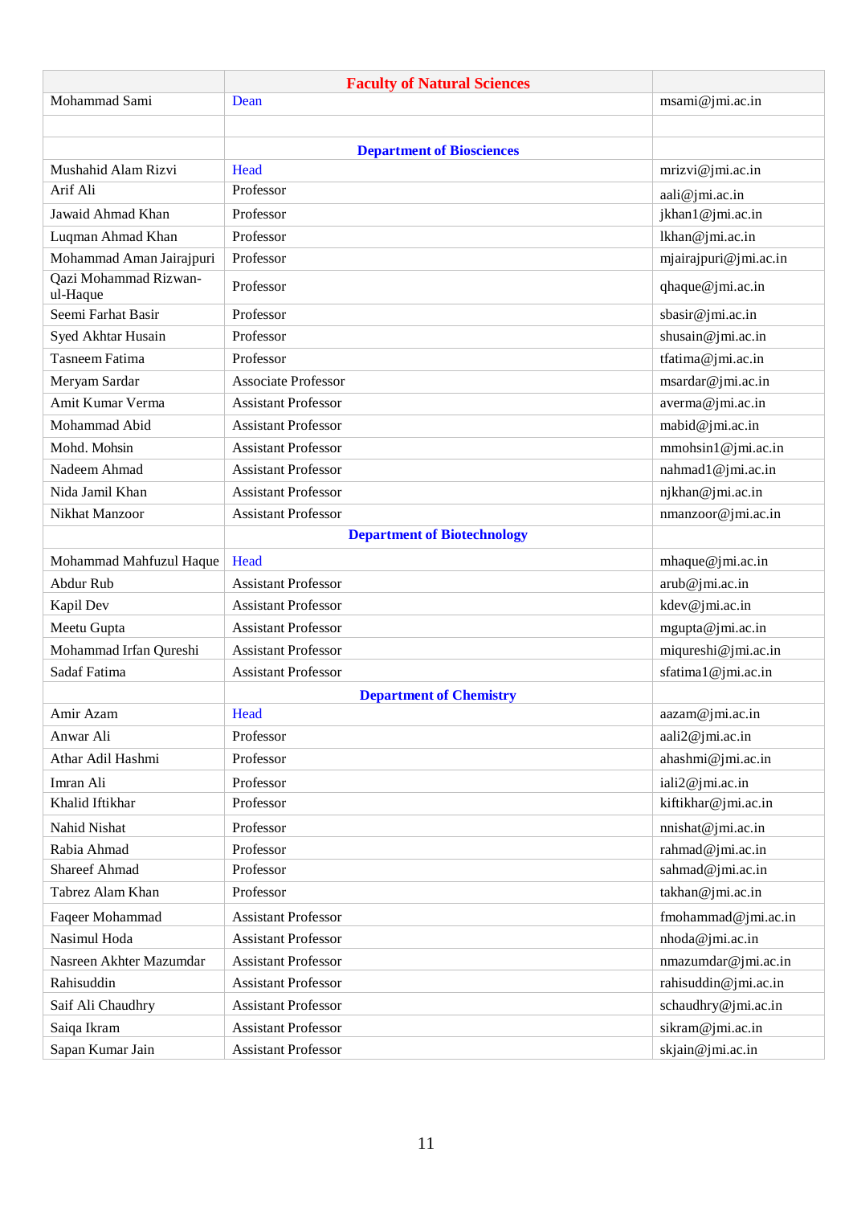| | Faculty of Natural Sciences | |
|---|---|---|
| Mohammad Sami | Dean | msami@jmi.ac.in |
| | | |
| | Department of Biosciences | |
| Mushahid Alam Rizvi | Head | mrizvi@jmi.ac.in |
| Arif Ali | Professor | aali@jmi.ac.in |
| Jawaid Ahmad Khan | Professor | jkhan1@jmi.ac.in |
| Luqman Ahmad Khan | Professor | lkhan@jmi.ac.in |
| Mohammad Aman Jairajpuri | Professor | mjairajpuri@jmi.ac.in |
| Qazi Mohammad Rizwan-ul-Haque | Professor | qhaque@jmi.ac.in |
| Seemi Farhat Basir | Professor | sbasir@jmi.ac.in |
| Syed Akhtar Husain | Professor | shusain@jmi.ac.in |
| Tasneem Fatima | Professor | tfatima@jmi.ac.in |
| Meryam Sardar | Associate Professor | msardar@jmi.ac.in |
| Amit Kumar Verma | Assistant Professor | averma@jmi.ac.in |
| Mohammad Abid | Assistant Professor | mabid@jmi.ac.in |
| Mohd. Mohsin | Assistant Professor | mmohsin1@jmi.ac.in |
| Nadeem Ahmad | Assistant Professor | nahmad1@jmi.ac.in |
| Nida Jamil Khan | Assistant Professor | njkhan@jmi.ac.in |
| Nikhat Manzoor | Assistant Professor | nmanzoor@jmi.ac.in |
| | Department of Biotechnology | |
| Mohammad Mahfuzul Haque | Head | mhaque@jmi.ac.in |
| Abdur Rub | Assistant Professor | arub@jmi.ac.in |
| Kapil Dev | Assistant Professor | kdev@jmi.ac.in |
| Meetu Gupta | Assistant Professor | mgupta@jmi.ac.in |
| Mohammad Irfan Qureshi | Assistant Professor | miqureshi@jmi.ac.in |
| Sadaf Fatima | Assistant Professor | sfatima1@jmi.ac.in |
| | Department of Chemistry | |
| Amir Azam | Head | aazam@jmi.ac.in |
| Anwar Ali | Professor | aali2@jmi.ac.in |
| Athar Adil Hashmi | Professor | ahashmi@jmi.ac.in |
| Imran Ali | Professor | iali2@jmi.ac.in |
| Khalid Iftikhar | Professor | kiftikhar@jmi.ac.in |
| Nahid Nishat | Professor | nnishat@jmi.ac.in |
| Rabia Ahmad | Professor | rahmad@jmi.ac.in |
| Shareef Ahmad | Professor | sahmad@jmi.ac.in |
| Tabrez Alam Khan | Professor | takhan@jmi.ac.in |
| Faqeer Mohammad | Assistant Professor | fmohammad@jmi.ac.in |
| Nasimul Hoda | Assistant Professor | nhoda@jmi.ac.in |
| Nasreen Akhter Mazumdar | Assistant Professor | nmazumdar@jmi.ac.in |
| Rahisuddin | Assistant Professor | rahisuddin@jmi.ac.in |
| Saif Ali Chaudhry | Assistant Professor | schaudhry@jmi.ac.in |
| Saiqa Ikram | Assistant Professor | sikram@jmi.ac.in |
| Sapan Kumar Jain | Assistant Professor | skjain@jmi.ac.in |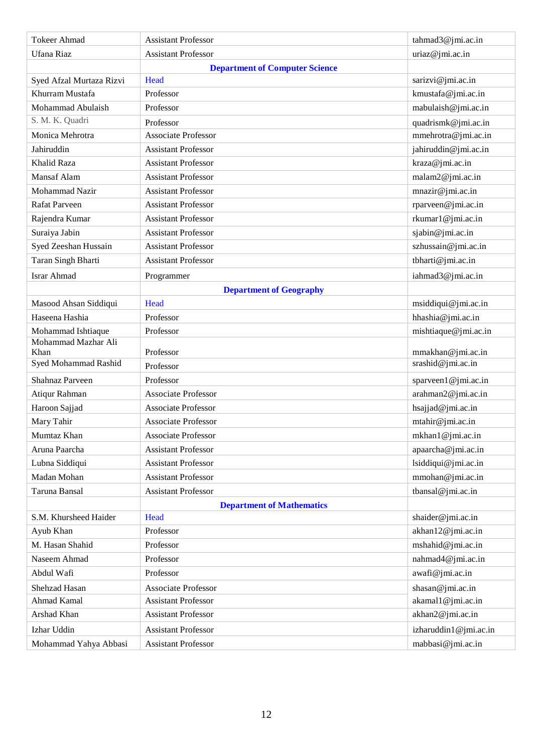| | | |
|---|---|---|
| Tokeer Ahmad | Assistant Professor | tahmad3@jmi.ac.in |
| Ufana Riaz | Assistant Professor | uriaz@jmi.ac.in |
| | **Department of Computer Science** | |
| Syed Afzal Murtaza Rizvi | Head | sarizvi@jmi.ac.in |
| Khurram Mustafa | Professor | kmustafa@jmi.ac.in |
| Mohammad Abulaish | Professor | mabulaish@jmi.ac.in |
| S. M. K. Quadri | Professor | quadrismk@jmi.ac.in |
| Monica Mehrotra | Associate Professor | mmehrotra@jmi.ac.in |
| Jahiruddin | Assistant Professor | jahiruddin@jmi.ac.in |
| Khalid Raza | Assistant Professor | kraza@jmi.ac.in |
| Mansaf Alam | Assistant Professor | malam2@jmi.ac.in |
| Mohammad Nazir | Assistant Professor | mnazir@jmi.ac.in |
| Rafat Parveen | Assistant Professor | rparveen@jmi.ac.in |
| Rajendra Kumar | Assistant Professor | rkumar1@jmi.ac.in |
| Suraiya Jabin | Assistant Professor | sjabin@jmi.ac.in |
| Syed Zeeshan Hussain | Assistant Professor | szhussain@jmi.ac.in |
| Taran Singh Bharti | Assistant Professor | tbharti@jmi.ac.in |
| Israr Ahmad | Programmer | iahmad3@jmi.ac.in |
| | **Department of Geography** | |
| Masood Ahsan Siddiqui | Head | msiddiqui@jmi.ac.in |
| Haseena Hashia | Professor | hhashia@jmi.ac.in |
| Mohammad Ishtiaque | Professor | mishtiaque@jmi.ac.in |
| Mohammad Mazhar Ali Khan | Professor | mmakhan@jmi.ac.in |
| Syed Mohammad Rashid | Professor | srashid@jmi.ac.in |
| Shahnaz Parveen | Professor | sparveen1@jmi.ac.in |
| Atiqur Rahman | Associate Professor | arahman2@jmi.ac.in |
| Haroon Sajjad | Associate Professor | hsajjad@jmi.ac.in |
| Mary Tahir | Associate Professor | mtahir@jmi.ac.in |
| Mumtaz Khan | Associate Professor | mkhan1@jmi.ac.in |
| Aruna Paarcha | Assistant Professor | apaarcha@jmi.ac.in |
| Lubna Siddiqui | Assistant Professor | lsiddiqui@jmi.ac.in |
| Madan Mohan | Assistant Professor | mmohan@jmi.ac.in |
| Taruna Bansal | Assistant Professor | tbansal@jmi.ac.in |
| | **Department of Mathematics** | |
| S.M. Khursheed Haider | Head | shaider@jmi.ac.in |
| Ayub Khan | Professor | akhan12@jmi.ac.in |
| M. Hasan Shahid | Professor | mshahid@jmi.ac.in |
| Naseem Ahmad | Professor | nahmad4@jmi.ac.in |
| Abdul Wafi | Professor | awafi@jmi.ac.in |
| Shehzad Hasan | Associate Professor | shasan@jmi.ac.in |
| Ahmad Kamal | Assistant Professor | akamal1@jmi.ac.in |
| Arshad Khan | Assistant Professor | akhan2@jmi.ac.in |
| Izhar Uddin | Assistant Professor | izharuddin1@jmi.ac.in |
| Mohammad Yahya Abbasi | Assistant Professor | mabbasi@jmi.ac.in |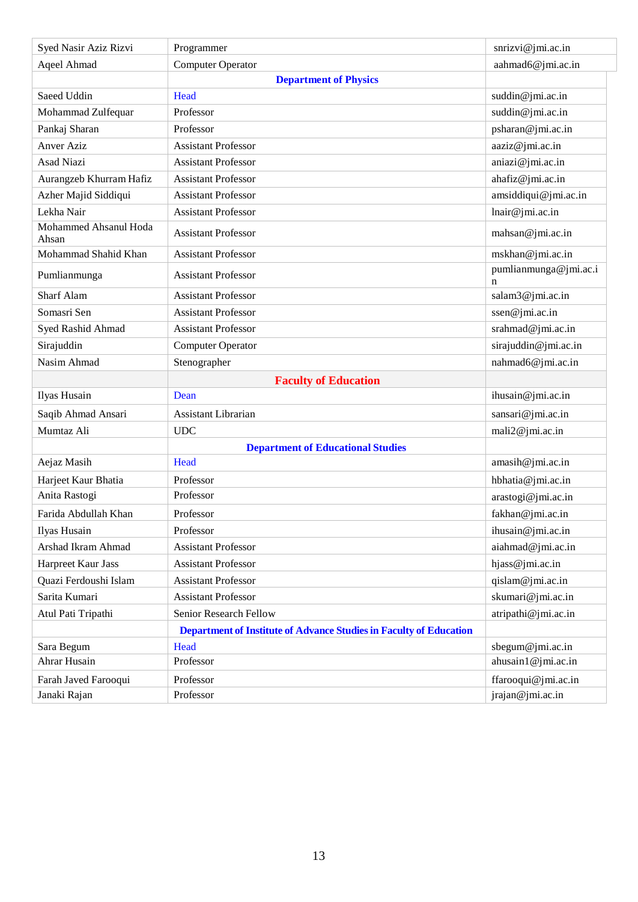| | | |
|---|---|---|
| Syed Nasir Aziz Rizvi | Programmer | snrizvi@jmi.ac.in |
| Aqeel Ahmad | Computer Operator | aahmad6@jmi.ac.in |
| | **Department of Physics** | |
| Saeed Uddin | Head | suddin@jmi.ac.in |
| Mohammad Zulfequar | Professor | suddin@jmi.ac.in |
| Pankaj Sharan | Professor | psharan@jmi.ac.in |
| Anver Aziz | Assistant Professor | aaziz@jmi.ac.in |
| Asad Niazi | Assistant Professor | aniazi@jmi.ac.in |
| Aurangzeb Khurram Hafiz | Assistant Professor | ahafiz@jmi.ac.in |
| Azher Majid Siddiqui | Assistant Professor | amsiddiqui@jmi.ac.in |
| Lekha Nair | Assistant Professor | lnair@jmi.ac.in |
| Mohammed Ahsanul Hoda Ahsan | Assistant Professor | mahsan@jmi.ac.in |
| Mohammad Shahid Khan | Assistant Professor | mskhan@jmi.ac.in |
| Pumlianmunga | Assistant Professor | pumlianmunga@jmi.ac.in |
| Sharf Alam | Assistant Professor | salam3@jmi.ac.in |
| Somasri Sen | Assistant Professor | ssen@jmi.ac.in |
| Syed Rashid Ahmad | Assistant Professor | srahmad@jmi.ac.in |
| Sirajuddin | Computer Operator | sirajuddin@jmi.ac.in |
| Nasim Ahmad | Stenographer | nahmad6@jmi.ac.in |
| | **Faculty of Education** | |
| Ilyas Husain | Dean | ihusain@jmi.ac.in |
| Saqib Ahmad Ansari | Assistant Librarian | sansari@jmi.ac.in |
| Mumtaz Ali | UDC | mali2@jmi.ac.in |
| | **Department of Educational Studies** | |
| Aejaz Masih | Head | amasih@jmi.ac.in |
| Harjeet Kaur Bhatia | Professor | hbhatia@jmi.ac.in |
| Anita Rastogi | Professor | arastogi@jmi.ac.in |
| Farida Abdullah Khan | Professor | fakhan@jmi.ac.in |
| Ilyas Husain | Professor | ihusain@jmi.ac.in |
| Arshad Ikram Ahmad | Assistant Professor | aiahmad@jmi.ac.in |
| Harpreet Kaur Jass | Assistant Professor | hjass@jmi.ac.in |
| Quazi Ferdoushi Islam | Assistant Professor | qislam@jmi.ac.in |
| Sarita Kumari | Assistant Professor | skumari@jmi.ac.in |
| Atul Pati Tripathi | Senior Research Fellow | atripathi@jmi.ac.in |
| | **Department of Institute of Advance Studies in Faculty of Education** | |
| Sara Begum | Head | sbegum@jmi.ac.in |
| Ahrar Husain | Professor | ahusain1@jmi.ac.in |
| Farah Javed Farooqui | Professor | ffarooqui@jmi.ac.in |
| Janaki Rajan | Professor | jrajan@jmi.ac.in |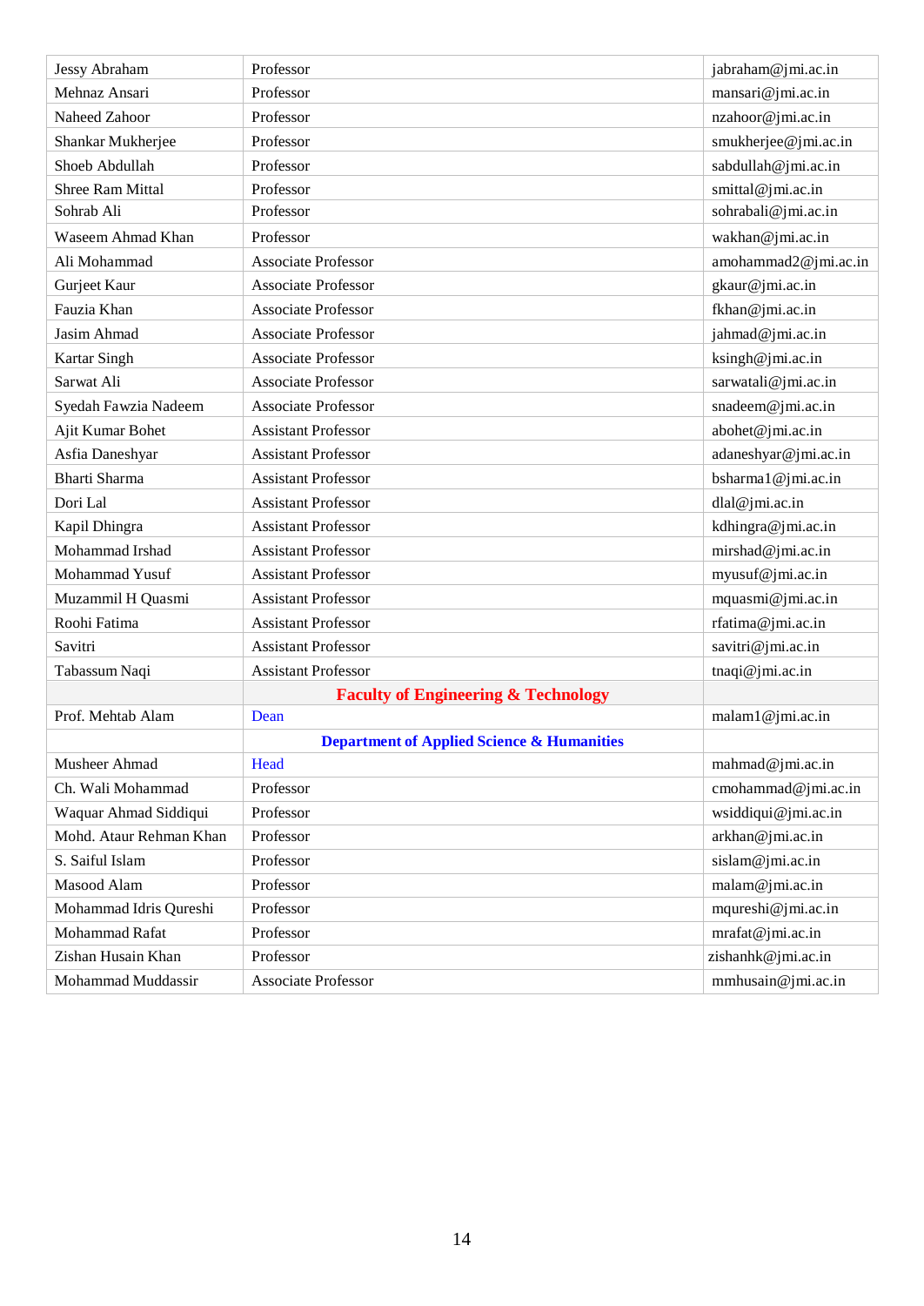| | | |
|---|---|---|
| Jessy Abraham | Professor | jabraham@jmi.ac.in |
| Mehnaz Ansari | Professor | mansari@jmi.ac.in |
| Naheed Zahoor | Professor | nzahoor@jmi.ac.in |
| Shankar Mukherjee | Professor | smukherjee@jmi.ac.in |
| Shoeb Abdullah | Professor | sabdullah@jmi.ac.in |
| Shree Ram Mittal | Professor | smittal@jmi.ac.in |
| Sohrab Ali | Professor | sohrabali@jmi.ac.in |
| Waseem Ahmad Khan | Professor | wakhan@jmi.ac.in |
| Ali Mohammad | Associate Professor | amohammad2@jmi.ac.in |
| Gurjeet Kaur | Associate Professor | gkaur@jmi.ac.in |
| Fauzia Khan | Associate Professor | fkhan@jmi.ac.in |
| Jasim Ahmad | Associate Professor | jahmad@jmi.ac.in |
| Kartar Singh | Associate Professor | ksingh@jmi.ac.in |
| Sarwat Ali | Associate Professor | sarwatali@jmi.ac.in |
| Syedah Fawzia Nadeem | Associate Professor | snadeem@jmi.ac.in |
| Ajit Kumar Bohet | Assistant Professor | abohet@jmi.ac.in |
| Asfia Daneshyar | Assistant Professor | adaneshyar@jmi.ac.in |
| Bharti Sharma | Assistant Professor | bsharma1@jmi.ac.in |
| Dori Lal | Assistant Professor | dlal@jmi.ac.in |
| Kapil Dhingra | Assistant Professor | kdhingra@jmi.ac.in |
| Mohammad Irshad | Assistant Professor | mirshad@jmi.ac.in |
| Mohammad Yusuf | Assistant Professor | myusuf@jmi.ac.in |
| Muzammil H Quasmi | Assistant Professor | mquasmi@jmi.ac.in |
| Roohi Fatima | Assistant Professor | rfatima@jmi.ac.in |
| Savitri | Assistant Professor | savitri@jmi.ac.in |
| Tabassum Naqi | Assistant Professor | tnaqi@jmi.ac.in |
| | **Faculty of Engineering & Technology** | |
| Prof. Mehtab Alam | Dean | malam1@jmi.ac.in |
| | **Department of Applied Science & Humanities** | |
| Musheer Ahmad | Head | mahmad@jmi.ac.in |
| Ch. Wali Mohammad | Professor | cmohammad@jmi.ac.in |
| Waquar Ahmad Siddiqui | Professor | wsiddiqui@jmi.ac.in |
| Mohd. Ataur Rehman Khan | Professor | arkhan@jmi.ac.in |
| S. Saiful Islam | Professor | sislam@jmi.ac.in |
| Masood Alam | Professor | malam@jmi.ac.in |
| Mohammad Idris Qureshi | Professor | mqureshi@jmi.ac.in |
| Mohammad Rafat | Professor | mrafat@jmi.ac.in |
| Zishan Husain Khan | Professor | zishanhk@jmi.ac.in |
| Mohammad Muddassir | Associate Professor | mmhusain@jmi.ac.in |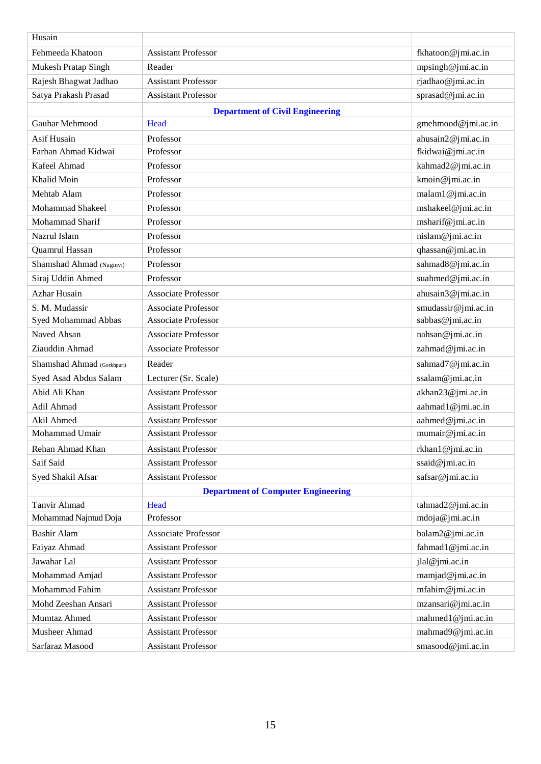| | | |
|---|---|---|
| Husain | | |
| Fehmeeda Khatoon | Assistant Professor | fkhatoon@jmi.ac.in |
| Mukesh Pratap Singh | Reader | mpsingh@jmi.ac.in |
| Rajesh Bhagwat Jadhao | Assistant Professor | rjadhao@jmi.ac.in |
| Satya Prakash Prasad | Assistant Professor | sprasad@jmi.ac.in |
| | **Department of Civil Engineering** | |
| Gauhar Mehmood | Head | gmehmood@jmi.ac.in |
| Asif Husain | Professor | ahusain2@jmi.ac.in |
| Farhan Ahmad Kidwai | Professor | fkidwai@jmi.ac.in |
| Kafeel Ahmad | Professor | kahmad2@jmi.ac.in |
| Khalid Moin | Professor | kmoin@jmi.ac.in |
| Mehtab Alam | Professor | malam1@jmi.ac.in |
| Mohammad Shakeel | Professor | mshakeel@jmi.ac.in |
| Mohammad Sharif | Professor | msharif@jmi.ac.in |
| Nazrul Islam | Professor | nislam@jmi.ac.in |
| Quamrul Hassan | Professor | qhassan@jmi.ac.in |
| Shamshad Ahmad (Naginvi) | Professor | sahmad8@jmi.ac.in |
| Siraj Uddin Ahmed | Professor | suahmed@jmi.ac.in |
| Azhar Husain | Associate Professor | ahusain3@jmi.ac.in |
| S. M. Mudassir | Associate Professor | smudassir@jmi.ac.in |
| Syed Mohammad Abbas | Associate Professor | sabbas@jmi.ac.in |
| Naved Ahsan | Associate Professor | nahsan@jmi.ac.in |
| Ziauddin Ahmad | Associate Professor | zahmad@jmi.ac.in |
| Shamshad Ahmad (Gorkhpuri) | Reader | sahmad7@jmi.ac.in |
| Syed Asad Abdus Salam | Lecturer (Sr. Scale) | ssalam@jmi.ac.in |
| Abid Ali Khan | Assistant Professor | akhan23@jmi.ac.in |
| Adil Ahmad | Assistant Professor | aahmad1@jmi.ac.in |
| Akil Ahmed | Assistant Professor | aahmed@jmi.ac.in |
| Mohammad Umair | Assistant Professor | mumair@jmi.ac.in |
| Rehan Ahmad Khan | Assistant Professor | rkhan1@jmi.ac.in |
| Saif Said | Assistant Professor | ssaid@jmi.ac.in |
| Syed Shakil Afsar | Assistant Professor | safsar@jmi.ac.in |
| | **Department of Computer Engineering** | |
| Tanvir Ahmad | Head | tahmad2@jmi.ac.in |
| Mohammad Najmud Doja | Professor | mdoja@jmi.ac.in |
| Bashir Alam | Associate Professor | balam2@jmi.ac.in |
| Faiyaz Ahmad | Assistant Professor | fahmad1@jmi.ac.in |
| Jawahar Lal | Assistant Professor | jlal@jmi.ac.in |
| Mohammad Amjad | Assistant Professor | mamjad@jmi.ac.in |
| Mohammad Fahim | Assistant Professor | mfahim@jmi.ac.in |
| Mohd Zeeshan Ansari | Assistant Professor | mzansari@jmi.ac.in |
| Mumtaz Ahmed | Assistant Professor | mahmed1@jmi.ac.in |
| Musheer Ahmad | Assistant Professor | mahmad9@jmi.ac.in |
| Sarfaraz Masood | Assistant Professor | smasood@jmi.ac.in |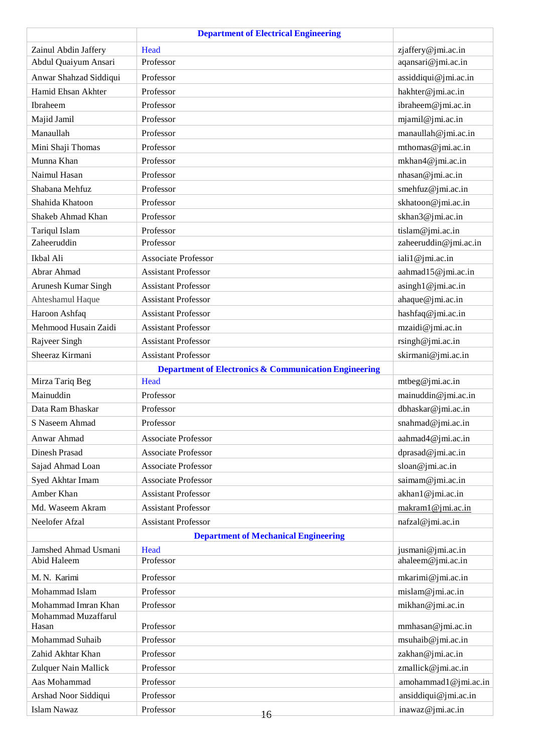| | Department of Electrical Engineering | |
|---|---|---|
| Zainul Abdin Jaffery | Head | zjaffery@jmi.ac.in |
| Abdul Quaiyum Ansari | Professor | aqansari@jmi.ac.in |
| Anwar Shahzad Siddiqui | Professor | assiddiqui@jmi.ac.in |
| Hamid Ehsan Akhter | Professor | hakhter@jmi.ac.in |
| Ibraheem | Professor | ibraheem@jmi.ac.in |
| Majid Jamil | Professor | mjamil@jmi.ac.in |
| Manaullah | Professor | manaullah@jmi.ac.in |
| Mini Shaji Thomas | Professor | mthomas@jmi.ac.in |
| Munna Khan | Professor | mkhan4@jmi.ac.in |
| Naimul Hasan | Professor | nhasan@jmi.ac.in |
| Shabana Mehfuz | Professor | smehfuz@jmi.ac.in |
| Shahida Khatoon | Professor | skhatoon@jmi.ac.in |
| Shakeb Ahmad Khan | Professor | skhan3@jmi.ac.in |
| Tariqul Islam | Professor | tislam@jmi.ac.in |
| Zaheeruddin | Professor | zaheeruddin@jmi.ac.in |
| Ikbal Ali | Associate Professor | iali1@jmi.ac.in |
| Abrar Ahmad | Assistant Professor | aahmad15@jmi.ac.in |
| Arunesh Kumar Singh | Assistant Professor | asingh1@jmi.ac.in |
| Ahteshamul Haque | Assistant Professor | ahaque@jmi.ac.in |
| Haroon Ashfaq | Assistant Professor | hashfaq@jmi.ac.in |
| Mehmood Husain Zaidi | Assistant Professor | mzaidi@jmi.ac.in |
| Rajveer Singh | Assistant Professor | rsingh@jmi.ac.in |
| Sheeraz Kirmani | Assistant Professor | skirmani@jmi.ac.in |
| | **Department of Electronics & Communication Engineering** | |
| Mirza Tariq Beg | Head | mtbeg@jmi.ac.in |
| Mainuddin | Professor | mainuddin@jmi.ac.in |
| Data Ram Bhaskar | Professor | dbhaskar@jmi.ac.in |
| S Naseem Ahmad | Professor | snahmad@jmi.ac.in |
| Anwar Ahmad | Associate Professor | aahmad4@jmi.ac.in |
| Dinesh Prasad | Associate Professor | dprasad@jmi.ac.in |
| Sajad Ahmad Loan | Associate Professor | sloan@jmi.ac.in |
| Syed Akhtar Imam | Associate Professor | saimam@jmi.ac.in |
| Amber Khan | Assistant Professor | akhan1@jmi.ac.in |
| Md. Waseem Akram | Assistant Professor | makram1@jmi.ac.in |
| Neelofer Afzal | Assistant Professor | nafzal@jmi.ac.in |
| | **Department of Mechanical Engineering** | |
| Jamshed Ahmad Usmani | Head | jusmani@jmi.ac.in |
| Abid Haleem | Professor | ahaleem@jmi.ac.in |
| M. N. Karimi | Professor | mkarimi@jmi.ac.in |
| Mohammad Islam | Professor | mislam@jmi.ac.in |
| Mohammad Imran Khan | Professor | mikhan@jmi.ac.in |
| Mohammad Muzaffarul Hasan | Professor | mmhasan@jmi.ac.in |
| Mohammad Suhaib | Professor | msuhaib@jmi.ac.in |
| Zahid Akhtar Khan | Professor | zakhan@jmi.ac.in |
| Zulquer Nain Mallick | Professor | zmallick@jmi.ac.in |
| Aas Mohammad | Professor | amohammad1@jmi.ac.in |
| Arshad Noor Siddiqui | Professor | ansiddiqui@jmi.ac.in |
| Islam Nawaz | Professor | inawaz@jmi.ac.in |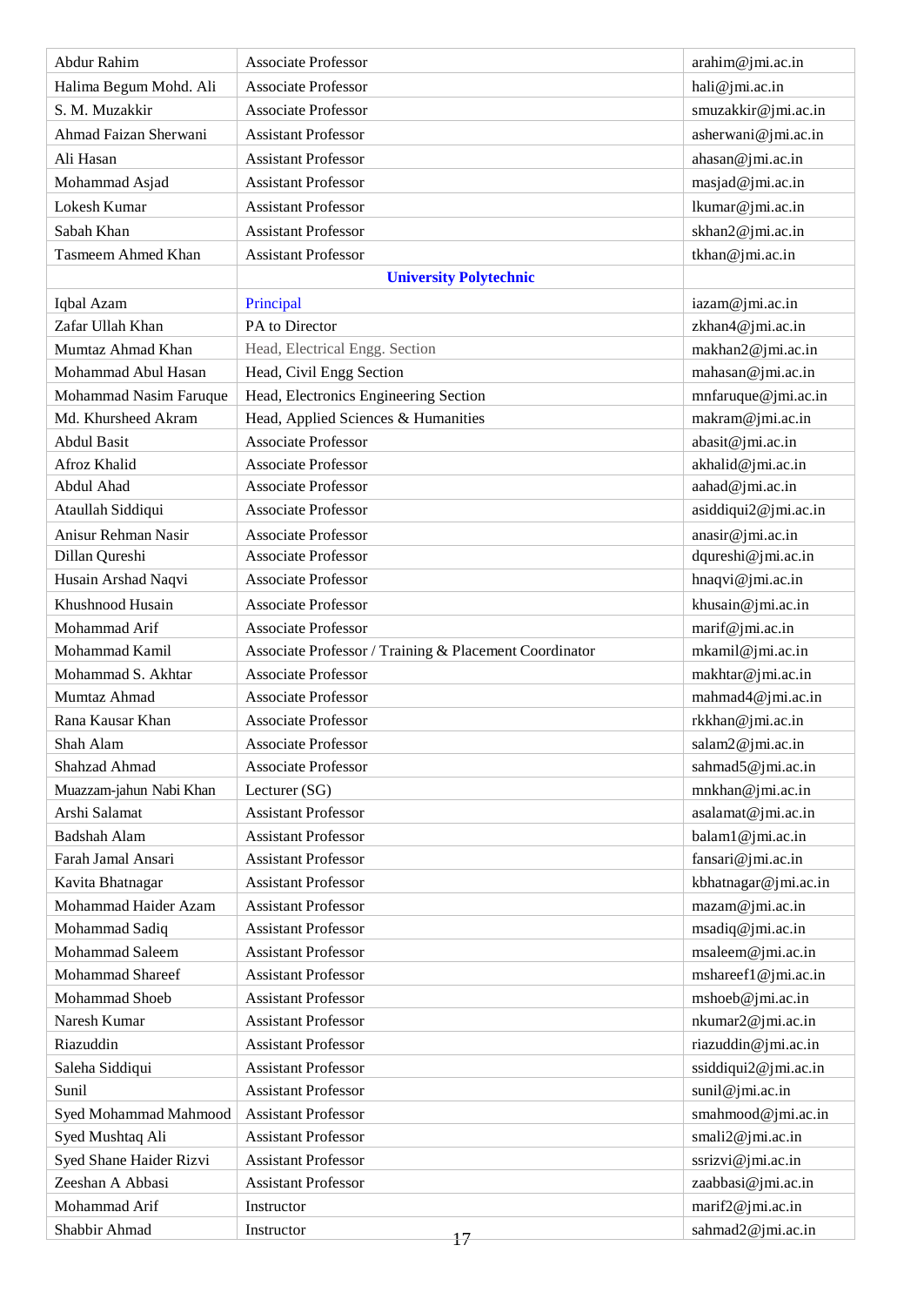| | | |
|---|---|---|
| Abdur Rahim | Associate Professor | arahim@jmi.ac.in |
| Halima Begum Mohd. Ali | Associate Professor | hali@jmi.ac.in |
| S. M. Muzakkir | Associate Professor | smuzakkir@jmi.ac.in |
| Ahmad Faizan Sherwani | Assistant Professor | asherwani@jmi.ac.in |
| Ali Hasan | Assistant Professor | ahasan@jmi.ac.in |
| Mohammad Asjad | Assistant Professor | masjad@jmi.ac.in |
| Lokesh Kumar | Assistant Professor | lkumar@jmi.ac.in |
| Sabah Khan | Assistant Professor | skhan2@jmi.ac.in |
| Tasmeem Ahmed Khan | Assistant Professor | tkhan@jmi.ac.in |
| | **University Polytechnic** | |
| Iqbal Azam | Principal | iazam@jmi.ac.in |
| Zafar Ullah Khan | PA to Director | zkhan4@jmi.ac.in |
| Mumtaz Ahmad Khan | Head, Electrical Engg. Section | makhan2@jmi.ac.in |
| Mohammad Abul Hasan | Head, Civil Engg Section | mahasan@jmi.ac.in |
| Mohammad Nasim Faruque | Head, Electronics Engineering Section | mnfaruque@jmi.ac.in |
| Md. Khursheed Akram | Head, Applied Sciences & Humanities | makram@jmi.ac.in |
| Abdul Basit | Associate Professor | abasit@jmi.ac.in |
| Afroz Khalid | Associate Professor | akhalid@jmi.ac.in |
| Abdul Ahad | Associate Professor | aahad@jmi.ac.in |
| Ataullah Siddiqui | Associate Professor | asiddiqui2@jmi.ac.in |
| Anisur Rehman Nasir | Associate Professor | anasir@jmi.ac.in |
| Dillan Qureshi | Associate Professor | dqureshi@jmi.ac.in |
| Husain Arshad Naqvi | Associate Professor | hnaqvi@jmi.ac.in |
| Khushnood Husain | Associate Professor | khusain@jmi.ac.in |
| Mohammad Arif | Associate Professor | marif@jmi.ac.in |
| Mohammad Kamil | Associate Professor / Training & Placement Coordinator | mkamil@jmi.ac.in |
| Mohammad S. Akhtar | Associate Professor | makhtar@jmi.ac.in |
| Mumtaz Ahmad | Associate Professor | mahmad4@jmi.ac.in |
| Rana Kausar Khan | Associate Professor | rkkhan@jmi.ac.in |
| Shah Alam | Associate Professor | salam2@jmi.ac.in |
| Shahzad Ahmad | Associate Professor | sahmad5@jmi.ac.in |
| Muazzam-jahun Nabi Khan | Lecturer (SG) | mnkhan@jmi.ac.in |
| Arshi Salamat | Assistant Professor | asalamat@jmi.ac.in |
| Badshah Alam | Assistant Professor | balam1@jmi.ac.in |
| Farah Jamal Ansari | Assistant Professor | fansari@jmi.ac.in |
| Kavita Bhatnagar | Assistant Professor | kbhatnagar@jmi.ac.in |
| Mohammad Haider Azam | Assistant Professor | mazam@jmi.ac.in |
| Mohammad Sadiq | Assistant Professor | msadiq@jmi.ac.in |
| Mohammad Saleem | Assistant Professor | msaleem@jmi.ac.in |
| Mohammad Shareef | Assistant Professor | mshareef1@jmi.ac.in |
| Mohammad Shoeb | Assistant Professor | mshoeb@jmi.ac.in |
| Naresh Kumar | Assistant Professor | nkumar2@jmi.ac.in |
| Riazuddin | Assistant Professor | riazuddin@jmi.ac.in |
| Saleha Siddiqui | Assistant Professor | ssiddiqui2@jmi.ac.in |
| Sunil | Assistant Professor | sunil@jmi.ac.in |
| Syed Mohammad Mahmood | Assistant Professor | smahmood@jmi.ac.in |
| Syed Mushtaq Ali | Assistant Professor | smali2@jmi.ac.in |
| Syed Shane Haider Rizvi | Assistant Professor | ssrizvi@jmi.ac.in |
| Zeeshan A Abbasi | Assistant Professor | zaabbasi@jmi.ac.in |
| Mohammad Arif | Instructor | marif2@jmi.ac.in |
| Shabbir Ahmad | Instructor | sahmad2@jmi.ac.in |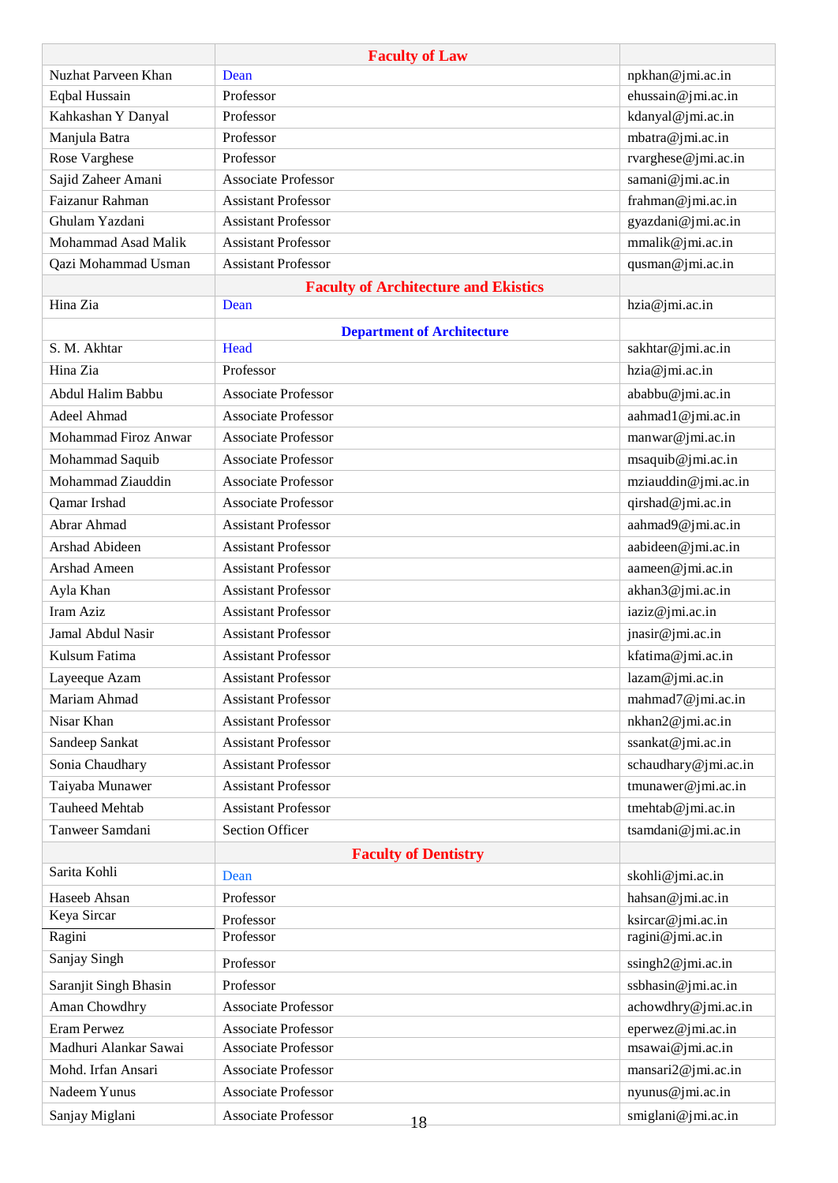| | Faculty of Law | |
|---|---|---|
| Nuzhat Parveen Khan | Dean | npkhan@jmi.ac.in |
| Eqbal Hussain | Professor | ehussain@jmi.ac.in |
| Kahkashan Y Danyal | Professor | kdanyal@jmi.ac.in |
| Manjula Batra | Professor | mbatra@jmi.ac.in |
| Rose Varghese | Professor | rvarghese@jmi.ac.in |
| Sajid Zaheer Amani | Associate Professor | samani@jmi.ac.in |
| Faizanur Rahman | Assistant Professor | frahman@jmi.ac.in |
| Ghulam Yazdani | Assistant Professor | gyazdani@jmi.ac.in |
| Mohammad Asad Malik | Assistant Professor | mmalik@jmi.ac.in |
| Qazi Mohammad Usman | Assistant Professor | qusman@jmi.ac.in |
| | **Faculty of Architecture and Ekistics** | |
| Hina Zia | Dean | hzia@jmi.ac.in |
| | **Department of Architecture** | |
| S. M. Akhtar | Head | sakhtar@jmi.ac.in |
| Hina Zia | Professor | hzia@jmi.ac.in |
| Abdul Halim Babbu | Associate Professor | ababbu@jmi.ac.in |
| Adeel Ahmad | Associate Professor | aahmad1@jmi.ac.in |
| Mohammad Firoz Anwar | Associate Professor | manwar@jmi.ac.in |
| Mohammad Saquib | Associate Professor | msaquib@jmi.ac.in |
| Mohammad Ziauddin | Associate Professor | mziauddin@jmi.ac.in |
| Qamar Irshad | Associate Professor | qirshad@jmi.ac.in |
| Abrar Ahmad | Assistant Professor | aahmad9@jmi.ac.in |
| Arshad Abideen | Assistant Professor | aabideen@jmi.ac.in |
| Arshad Ameen | Assistant Professor | aameen@jmi.ac.in |
| Ayla Khan | Assistant Professor | akhan3@jmi.ac.in |
| Iram Aziz | Assistant Professor | iaziz@jmi.ac.in |
| Jamal Abdul Nasir | Assistant Professor | jnasir@jmi.ac.in |
| Kulsum Fatima | Assistant Professor | kfatima@jmi.ac.in |
| Layeeque Azam | Assistant Professor | lazam@jmi.ac.in |
| Mariam Ahmad | Assistant Professor | mahmad7@jmi.ac.in |
| Nisar Khan | Assistant Professor | nkhan2@jmi.ac.in |
| Sandeep Sankat | Assistant Professor | ssankat@jmi.ac.in |
| Sonia Chaudhary | Assistant Professor | schaudhary@jmi.ac.in |
| Taiyaba Munawer | Assistant Professor | tmunawer@jmi.ac.in |
| Tauheed Mehtab | Assistant Professor | tmehtab@jmi.ac.in |
| Tanweer Samdani | Section Officer | tsamdani@jmi.ac.in |
| | **Faculty of Dentistry** | |
| Sarita Kohli | Dean | skohli@jmi.ac.in |
| Haseeb Ahsan | Professor | hahsan@jmi.ac.in |
| Keya Sircar | Professor | ksircar@jmi.ac.in |
| Ragini | Professor | ragini@jmi.ac.in |
| Sanjay Singh | Professor | ssingh2@jmi.ac.in |
| Saranjit Singh Bhasin | Professor | ssbhasin@jmi.ac.in |
| Aman Chowdhry | Associate Professor | achowdhry@jmi.ac.in |
| Eram Perwez | Associate Professor | eperwez@jmi.ac.in |
| Madhuri Alankar Sawai | Associate Professor | msawai@jmi.ac.in |
| Mohd. Irfan Ansari | Associate Professor | mansari2@jmi.ac.in |
| Nadeem Yunus | Associate Professor | nyunus@jmi.ac.in |
| Sanjay Miglani | Associate Professor | smiglani@jmi.ac.in |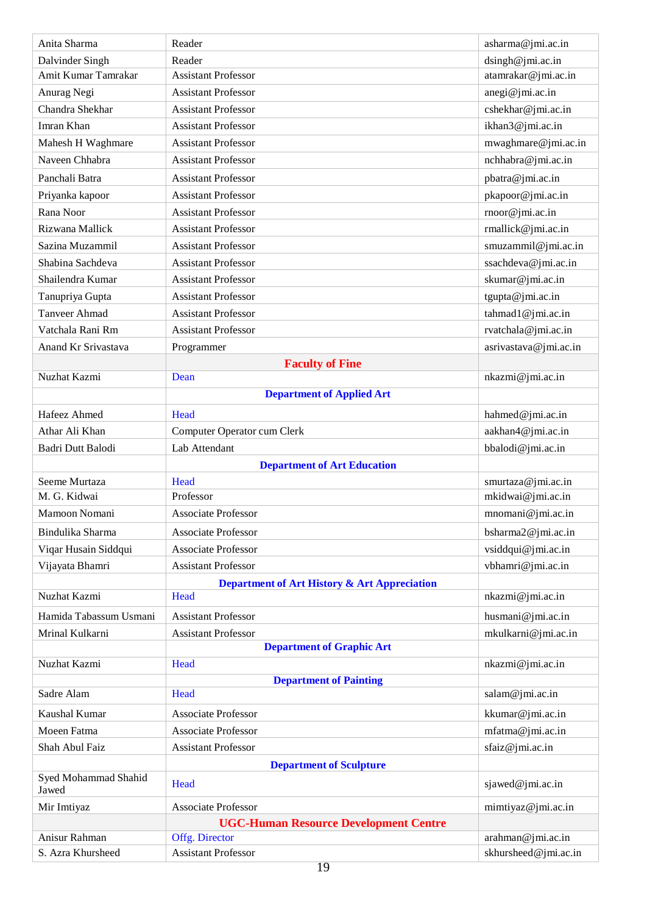| | | |
|---|---|---|
| Anita Sharma | Reader | asharma@jmi.ac.in |
| Dalvinder Singh | Reader | dsingh@jmi.ac.in |
| Amit Kumar Tamrakar | Assistant Professor | atamrakar@jmi.ac.in |
| Anurag Negi | Assistant Professor | anegi@jmi.ac.in |
| Chandra Shekhar | Assistant Professor | cshekhar@jmi.ac.in |
| Imran Khan | Assistant Professor | ikhan3@jmi.ac.in |
| Mahesh H Waghmare | Assistant Professor | mwaghmare@jmi.ac.in |
| Naveen Chhabra | Assistant Professor | nchhabra@jmi.ac.in |
| Panchali Batra | Assistant Professor | pbatra@jmi.ac.in |
| Priyanka kapoor | Assistant Professor | pkapoor@jmi.ac.in |
| Rana Noor | Assistant Professor | rnoor@jmi.ac.in |
| Rizwana Mallick | Assistant Professor | rmallick@jmi.ac.in |
| Sazina Muzammil | Assistant Professor | smuzammil@jmi.ac.in |
| Shabina Sachdeva | Assistant Professor | ssachdeva@jmi.ac.in |
| Shailendra Kumar | Assistant Professor | skumar@jmi.ac.in |
| Tanupriya Gupta | Assistant Professor | tgupta@jmi.ac.in |
| Tanveer Ahmad | Assistant Professor | tahmad1@jmi.ac.in |
| Vatchala Rani Rm | Assistant Professor | rvatchala@jmi.ac.in |
| Anand Kr Srivastava | Programmer | asrivastava@jmi.ac.in |
| | **Faculty of Fine** | |
| Nuzhat Kazmi | Dean | nkazmi@jmi.ac.in |
| | **Department of Applied Art** | |
| Hafeez Ahmed | Head | hahmed@jmi.ac.in |
| Athar Ali Khan | Computer Operator cum Clerk | aakhan4@jmi.ac.in |
| Badri Dutt Balodi | Lab Attendant | bbalodi@jmi.ac.in |
| | **Department of Art Education** | |
| Seeme Murtaza | Head | smurtaza@jmi.ac.in |
| M. G. Kidwai | Professor | mkidwai@jmi.ac.in |
| Mamoon Nomani | Associate Professor | mnomani@jmi.ac.in |
| Bindulika Sharma | Associate Professor | bsharma2@jmi.ac.in |
| Viqar Husain Siddqui | Associate Professor | vsiddqui@jmi.ac.in |
| Vijayata Bhamri | Assistant Professor | vbhamri@jmi.ac.in |
| | **Department of Art History & Art Appreciation** | |
| Nuzhat Kazmi | Head | nkazmi@jmi.ac.in |
| Hamida Tabassum Usmani | Assistant Professor | husmani@jmi.ac.in |
| Mrinal Kulkarni | Assistant Professor | mkulkarni@jmi.ac.in |
| | **Department of Graphic Art** | |
| Nuzhat Kazmi | Head | nkazmi@jmi.ac.in |
| | **Department of Painting** | |
| Sadre Alam | Head | salam@jmi.ac.in |
| Kaushal Kumar | Associate Professor | kkumar@jmi.ac.in |
| Moeen Fatma | Associate Professor | mfatma@jmi.ac.in |
| Shah Abul Faiz | Assistant Professor | sfaiz@jmi.ac.in |
| | **Department of Sculpture** | |
| Syed Mohammad Shahid Jawed | Head | sjawed@jmi.ac.in |
| Mir Imtiyaz | Associate Professor | mimtiyaz@jmi.ac.in |
| | **UGC-Human Resource Development Centre** | |
| Anisur Rahman | Offg. Director | arahman@jmi.ac.in |
| S. Azra Khursheed | Assistant Professor | skhursheed@jmi.ac.in |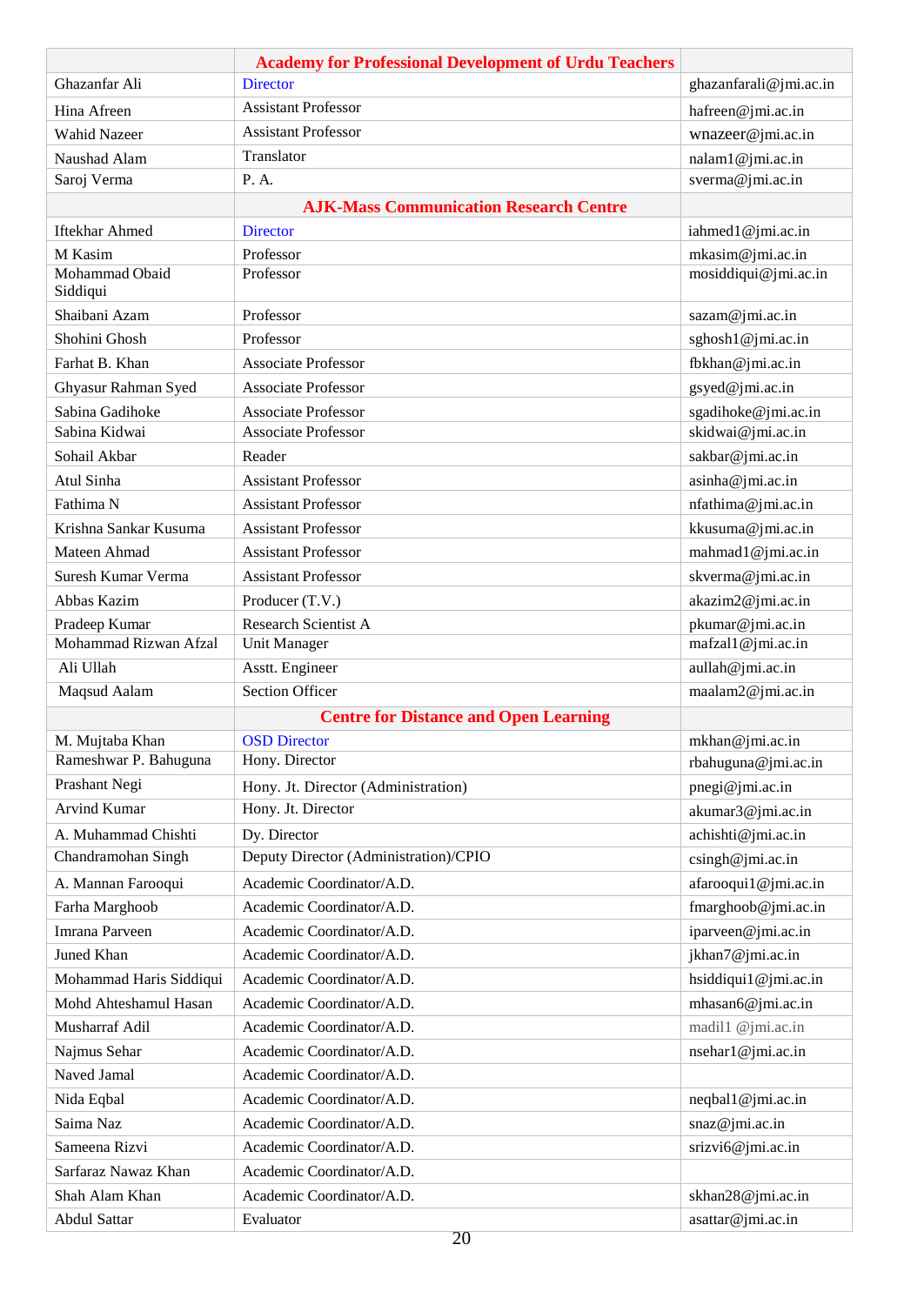| | Academy for Professional Development of Urdu Teachers | |
|---|---|---|
| Ghazanfar Ali | Director | ghazanfarali@jmi.ac.in |
| Hina Afreen | Assistant Professor | hafreen@jmi.ac.in |
| Wahid Nazeer | Assistant Professor | wnazeer@jmi.ac.in |
| Naushad Alam | Translator | nalam1@jmi.ac.in |
| Saroj Verma | P. A. | sverma@jmi.ac.in |
| | AJK-Mass Communication Research Centre | |
| Iftekhar Ahmed | Director | iahmed1@jmi.ac.in |
| M Kasim | Professor | mkasim@jmi.ac.in |
| Mohammad Obaid Siddiqui | Professor | mosiddiqui@jmi.ac.in |
| Shaibani Azam | Professor | sazam@jmi.ac.in |
| Shohini Ghosh | Professor | sghosh1@jmi.ac.in |
| Farhat B. Khan | Associate Professor | fbkhan@jmi.ac.in |
| Ghyasur Rahman Syed | Associate Professor | gsyed@jmi.ac.in |
| Sabina Gadihoke | Associate Professor | sgadihoke@jmi.ac.in |
| Sabina Kidwai | Associate Professor | skidwai@jmi.ac.in |
| Sohail Akbar | Reader | sakbar@jmi.ac.in |
| Atul Sinha | Assistant Professor | asinha@jmi.ac.in |
| Fathima N | Assistant Professor | nfathima@jmi.ac.in |
| Krishna Sankar Kusuma | Assistant Professor | kkusuma@jmi.ac.in |
| Mateen Ahmad | Assistant Professor | mahmad1@jmi.ac.in |
| Suresh Kumar Verma | Assistant Professor | skverma@jmi.ac.in |
| Abbas Kazim | Producer (T.V.) | akazim2@jmi.ac.in |
| Pradeep Kumar | Research Scientist A | pkumar@jmi.ac.in |
| Mohammad Rizwan Afzal | Unit Manager | mafzal1@jmi.ac.in |
| Ali Ullah | Asstt. Engineer | aullah@jmi.ac.in |
| Maqsud Aalam | Section Officer | maalam2@jmi.ac.in |
| | Centre for Distance and Open Learning | |
| M. Mujtaba Khan | OSD Director | mkhan@jmi.ac.in |
| Rameshwar P. Bahuguna | Hony. Director | rbahuguna@jmi.ac.in |
| Prashant Negi | Hony. Jt. Director (Administration) | pnegi@jmi.ac.in |
| Arvind Kumar | Hony. Jt. Director | akumar3@jmi.ac.in |
| A. Muhammad Chishti | Dy. Director | achishti@jmi.ac.in |
| Chandramohan Singh | Deputy Director (Administration)/CPIO | csingh@jmi.ac.in |
| A. Mannan Farooqui | Academic Coordinator/A.D. | afarooqui1@jmi.ac.in |
| Farha Marghoob | Academic Coordinator/A.D. | fmarghoob@jmi.ac.in |
| Imrana Parveen | Academic Coordinator/A.D. | iparveen@jmi.ac.in |
| Juned Khan | Academic Coordinator/A.D. | jkhan7@jmi.ac.in |
| Mohammad Haris Siddiqui | Academic Coordinator/A.D. | hsiddiqui1@jmi.ac.in |
| Mohd Ahteshamul Hasan | Academic Coordinator/A.D. | mhasan6@jmi.ac.in |
| Musharraf Adil | Academic Coordinator/A.D. | madil1 @jmi.ac.in |
| Najmus Sehar | Academic Coordinator/A.D. | nsehar1@jmi.ac.in |
| Naved Jamal | Academic Coordinator/A.D. | |
| Nida Eqbal | Academic Coordinator/A.D. | neqbal1@jmi.ac.in |
| Saima Naz | Academic Coordinator/A.D. | snaz@jmi.ac.in |
| Sameena Rizvi | Academic Coordinator/A.D. | srizvi6@jmi.ac.in |
| Sarfaraz Nawaz Khan | Academic Coordinator/A.D. | |
| Shah Alam Khan | Academic Coordinator/A.D. | skhan28@jmi.ac.in |
| Abdul Sattar | Evaluator | asattar@jmi.ac.in |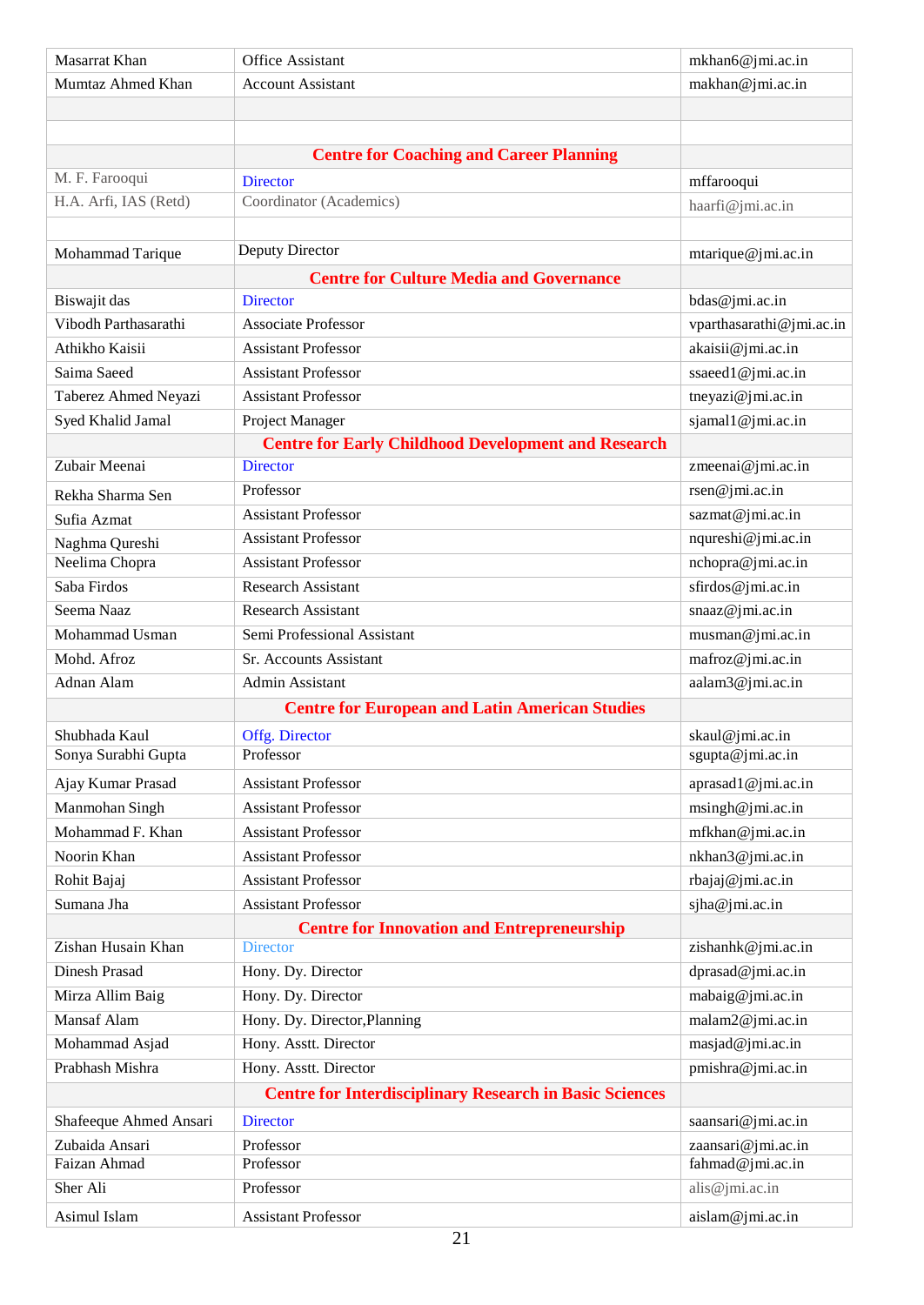| | | |
|---|---|---|
| Masarrat Khan | Office Assistant | mkhan6@jmi.ac.in |
| Mumtaz Ahmed Khan | Account Assistant | makhan@jmi.ac.in |
| | | |
| | | |
| | **Centre for Coaching and Career Planning** | |
| M. F. Farooqui | Director | mffarooqui |
| H.A. Arfi, IAS (Retd) | Coordinator (Academics) | haarfi@jmi.ac.in |
| | | |
| Mohammad Tarique | Deputy Director | mtarique@jmi.ac.in |
| | **Centre for Culture Media and Governance** | |
| Biswajit das | Director | bdas@jmi.ac.in |
| Vibodh Parthasarathi | Associate Professor | vparthasarathi@jmi.ac.in |
| Athikho Kaisii | Assistant Professor | akaisii@jmi.ac.in |
| Saima Saeed | Assistant Professor | ssaeed1@jmi.ac.in |
| Taberez Ahmed Neyazi | Assistant Professor | tneyazi@jmi.ac.in |
| Syed Khalid Jamal | Project Manager | sjamal1@jmi.ac.in |
| | **Centre for Early Childhood Development and Research** | |
| Zubair Meenai | Director | zmeenai@jmi.ac.in |
| Rekha Sharma Sen | Professor | rsen@jmi.ac.in |
| Sufia Azmat | Assistant Professor | sazmat@jmi.ac.in |
| Naghma Qureshi | Assistant Professor | nqureshi@jmi.ac.in |
| Neelima Chopra | Assistant Professor | nchopra@jmi.ac.in |
| Saba Firdos | Research Assistant | sfirdos@jmi.ac.in |
| Seema Naaz | Research Assistant | snaaz@jmi.ac.in |
| Mohammad Usman | Semi Professional Assistant | musman@jmi.ac.in |
| Mohd. Afroz | Sr. Accounts Assistant | mafroz@jmi.ac.in |
| Adnan Alam | Admin Assistant | aalam3@jmi.ac.in |
| | **Centre for European and Latin American Studies** | |
| Shubhada Kaul | Offg. Director | skaul@jmi.ac.in |
| Sonya Surabhi Gupta | Professor | sgupta@jmi.ac.in |
| Ajay Kumar Prasad | Assistant Professor | aprasad1@jmi.ac.in |
| Manmohan Singh | Assistant Professor | msingh@jmi.ac.in |
| Mohammad F. Khan | Assistant Professor | mfkhan@jmi.ac.in |
| Noorin Khan | Assistant Professor | nkhan3@jmi.ac.in |
| Rohit Bajaj | Assistant Professor | rbajaj@jmi.ac.in |
| Sumana Jha | Assistant Professor | sjha@jmi.ac.in |
| | **Centre for Innovation and Entrepreneurship** | |
| Zishan Husain Khan | Director | zishanhk@jmi.ac.in |
| Dinesh Prasad | Hony. Dy. Director | dprasad@jmi.ac.in |
| Mirza Allim Baig | Hony. Dy. Director | mabaig@jmi.ac.in |
| Mansaf Alam | Hony. Dy. Director,Planning | malam2@jmi.ac.in |
| Mohammad Asjad | Hony. Asstt. Director | masjad@jmi.ac.in |
| Prabhash Mishra | Hony. Asstt. Director | pmishra@jmi.ac.in |
| | **Centre for Interdisciplinary Research in Basic Sciences** | |
| Shafeeque Ahmed Ansari | Director | saansari@jmi.ac.in |
| Zubaida Ansari | Professor | zaansari@jmi.ac.in |
| Faizan Ahmad | Professor | fahmad@jmi.ac.in |
| Sher Ali | Professor | alis@jmi.ac.in |
| Asimul Islam | Assistant Professor | aislam@jmi.ac.in |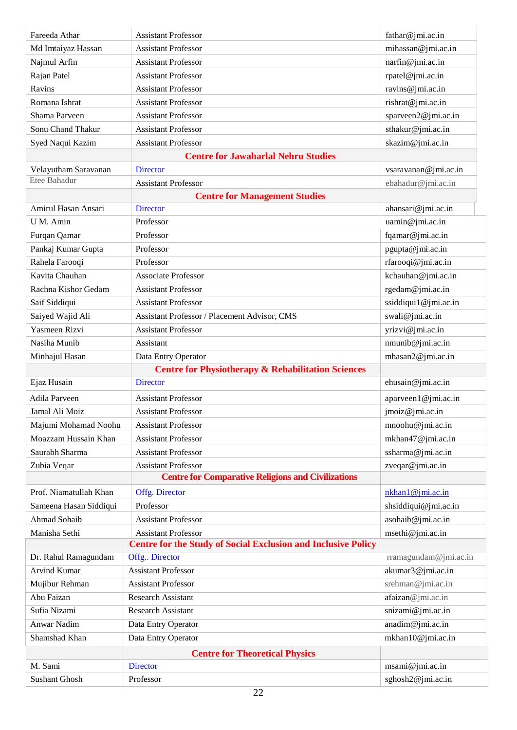| | | |
|---|---|---|
| Fareeda Athar | Assistant Professor | fathar@jmi.ac.in |
| Md Imtaiyaz Hassan | Assistant Professor | mihassan@jmi.ac.in |
| Najmul Arfin | Assistant Professor | narfin@jmi.ac.in |
| Rajan Patel | Assistant Professor | rpatel@jmi.ac.in |
| Ravins | Assistant Professor | ravins@jmi.ac.in |
| Romana Ishrat | Assistant Professor | rishrat@jmi.ac.in |
| Shama Parveen | Assistant Professor | sparveen2@jmi.ac.in |
| Sonu Chand Thakur | Assistant Professor | sthakur@jmi.ac.in |
| Syed Naqui Kazim | Assistant Professor | skazim@jmi.ac.in |
| | **Centre for Jawaharlal Nehru Studies** | |
| Velayutham Saravanan | Director | vsaravanan@jmi.ac.in |
| Etee Bahadur | Assistant Professor | ebahadur@jmi.ac.in |
| | **Centre for Management Studies** | |
| Amirul Hasan Ansari | Director | ahansari@jmi.ac.in |
| U M. Amin | Professor | uamin@jmi.ac.in |
| Furqan Qamar | Professor | fqamar@jmi.ac.in |
| Pankaj Kumar Gupta | Professor | pgupta@jmi.ac.in |
| Rahela Farooqi | Professor | rfarooqi@jmi.ac.in |
| Kavita Chauhan | Associate Professor | kchauhan@jmi.ac.in |
| Rachna Kishor Gedam | Assistant Professor | rgedam@jmi.ac.in |
| Saif Siddiqui | Assistant Professor | ssiddiqui1@jmi.ac.in |
| Saiyed Wajid Ali | Assistant Professor / Placement Advisor, CMS | swali@jmi.ac.in |
| Yasmeen Rizvi | Assistant Professor | yrizvi@jmi.ac.in |
| Nasiha Munib | Assistant | nmunib@jmi.ac.in |
| Minhajul Hasan | Data Entry Operator | mhasan2@jmi.ac.in |
| | **Centre for Physiotherapy & Rehabilitation Sciences** | |
| Ejaz Husain | Director | ehusain@jmi.ac.in |
| Adila Parveen | Assistant Professor | aparveen1@jmi.ac.in |
| Jamal Ali Moiz | Assistant Professor | jmoiz@jmi.ac.in |
| Majumi Mohamad Noohu | Assistant Professor | mnoohu@jmi.ac.in |
| Moazzam Hussain Khan | Assistant Professor | mkhan47@jmi.ac.in |
| Saurabh Sharma | Assistant Professor | ssharma@jmi.ac.in |
| Zubia Veqar | Assistant Professor | zveqar@jmi.ac.in |
| | **Centre for Comparative Religions and Civilizations** | |
| Prof. Niamatullah Khan | Offg. Director | nkhan1@jmi.ac.in |
| Sameena Hasan Siddiqui | Professor | shsiddiqui@jmi.ac.in |
| Ahmad Sohaib | Assistant Professor | asohaib@jmi.ac.in |
| Manisha Sethi | Assistant Professor | msethi@jmi.ac.in |
| | **Centre for the Study of Social Exclusion and Inclusive Policy** | |
| Dr. Rahul Ramagundam | Offg.. Director | rramagundam@jmi.ac.in |
| Arvind Kumar | Assistant Professor | akumar3@jmi.ac.in |
| Mujibur Rehman | Assistant Professor | srehman@jmi.ac.in |
| Abu Faizan | Research Assistant | afaizan@jmi.ac.in |
| Sufia Nizami | Research Assistant | snizami@jmi.ac.in |
| Anwar Nadim | Data Entry Operator | anadim@jmi.ac.in |
| Shamshad Khan | Data Entry Operator | mkhan10@jmi.ac.in |
| | **Centre for Theoretical Physics** | |
| M. Sami | Director | msami@jmi.ac.in |
| Sushant Ghosh | Professor | sghosh2@jmi.ac.in |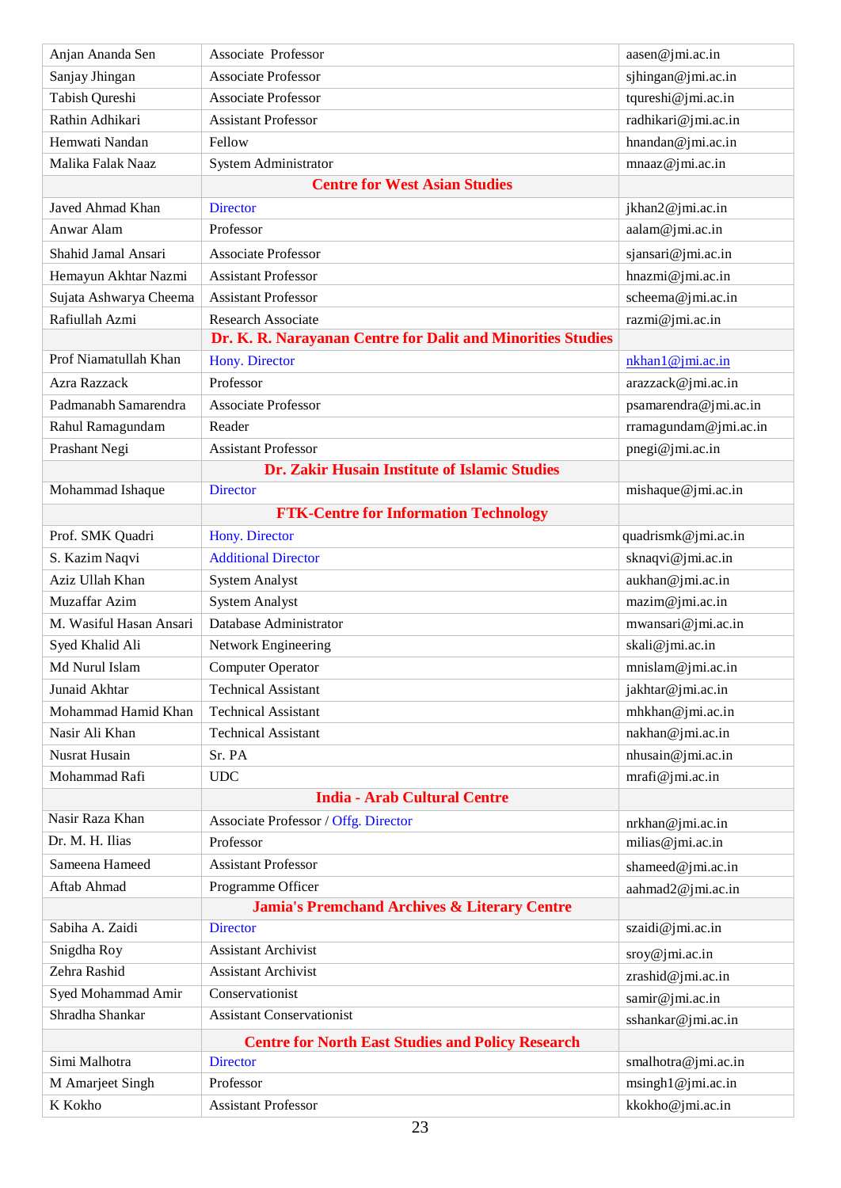| Anjan Ananda Sen | Associate Professor | aasen@jmi.ac.in |
|---|---|---|
| Sanjay Jhingan | Associate Professor | sjhingan@jmi.ac.in |
| Tabish Qureshi | Associate Professor | tqureshi@jmi.ac.in |
| Rathin Adhikari | Assistant Professor | radhikari@jmi.ac.in |
| Hemwati Nandan | Fellow | hnandan@jmi.ac.in |
| Malika Falak Naaz | System Administrator | mnaaz@jmi.ac.in |
| | **Centre for West Asian Studies** | |
| Javed Ahmad Khan | Director | jkhan2@jmi.ac.in |
| Anwar Alam | Professor | aalam@jmi.ac.in |
| Shahid Jamal Ansari | Associate Professor | sjansari@jmi.ac.in |
| Hemayun Akhtar Nazmi | Assistant Professor | hnazmi@jmi.ac.in |
| Sujata Ashwarya Cheema | Assistant Professor | scheema@jmi.ac.in |
| Rafiullah Azmi | Research Associate | razmi@jmi.ac.in |
| | **Dr. K. R. Narayanan Centre for Dalit and Minorities Studies** | |
| Prof Niamatullah Khan | Hony. Director | nkhan1@jmi.ac.in |
| Azra Razzack | Professor | arazzack@jmi.ac.in |
| Padmanabh Samarendra | Associate Professor | psamarendra@jmi.ac.in |
| Rahul Ramagundam | Reader | rramagundam@jmi.ac.in |
| Prashant Negi | Assistant Professor | pnegi@jmi.ac.in |
| | **Dr. Zakir Husain Institute of Islamic Studies** | |
| Mohammad Ishaque | Director | mishaque@jmi.ac.in |
| | **FTK-Centre for Information Technology** | |
| Prof. SMK Quadri | Hony. Director | quadrismk@jmi.ac.in |
| S. Kazim Naqvi | Additional Director | sknaqvi@jmi.ac.in |
| Aziz Ullah Khan | System Analyst | aukhan@jmi.ac.in |
| Muzaffar Azim | System Analyst | mazim@jmi.ac.in |
| M. Wasiful Hasan Ansari | Database Administrator | mwansari@jmi.ac.in |
| Syed Khalid Ali | Network Engineering | skali@jmi.ac.in |
| Md Nurul Islam | Computer Operator | mnislam@jmi.ac.in |
| Junaid Akhtar | Technical Assistant | jakhtar@jmi.ac.in |
| Mohammad Hamid Khan | Technical Assistant | mhkhan@jmi.ac.in |
| Nasir Ali Khan | Technical Assistant | nakhan@jmi.ac.in |
| Nusrat Husain | Sr. PA | nhusain@jmi.ac.in |
| Mohammad Rafi | UDC | mrafi@jmi.ac.in |
| | **India - Arab Cultural Centre** | |
| Nasir Raza Khan | Associate Professor / Offg. Director | nrkhan@jmi.ac.in |
| Dr. M. H. Ilias | Professor | milias@jmi.ac.in |
| Sameena Hameed | Assistant Professor | shameed@jmi.ac.in |
| Aftab Ahmad | Programme Officer | aahmad2@jmi.ac.in |
| | **Jamia's Premchand Archives & Literary Centre** | |
| Sabiha A. Zaidi | Director | szaidi@jmi.ac.in |
| Snigdha Roy | Assistant Archivist | sroy@jmi.ac.in |
| Zehra Rashid | Assistant Archivist | zrashid@jmi.ac.in |
| Syed Mohammad Amir | Conservationist | samir@jmi.ac.in |
| Shradha Shankar | Assistant Conservationist | sshankar@jmi.ac.in |
| | **Centre for North East Studies and Policy Research** | |
| Simi Malhotra | Director | smalhotra@jmi.ac.in |
| M Amarjeet Singh | Professor | msingh1@jmi.ac.in |
| K Kokho | Assistant Professor | kkokho@jmi.ac.in |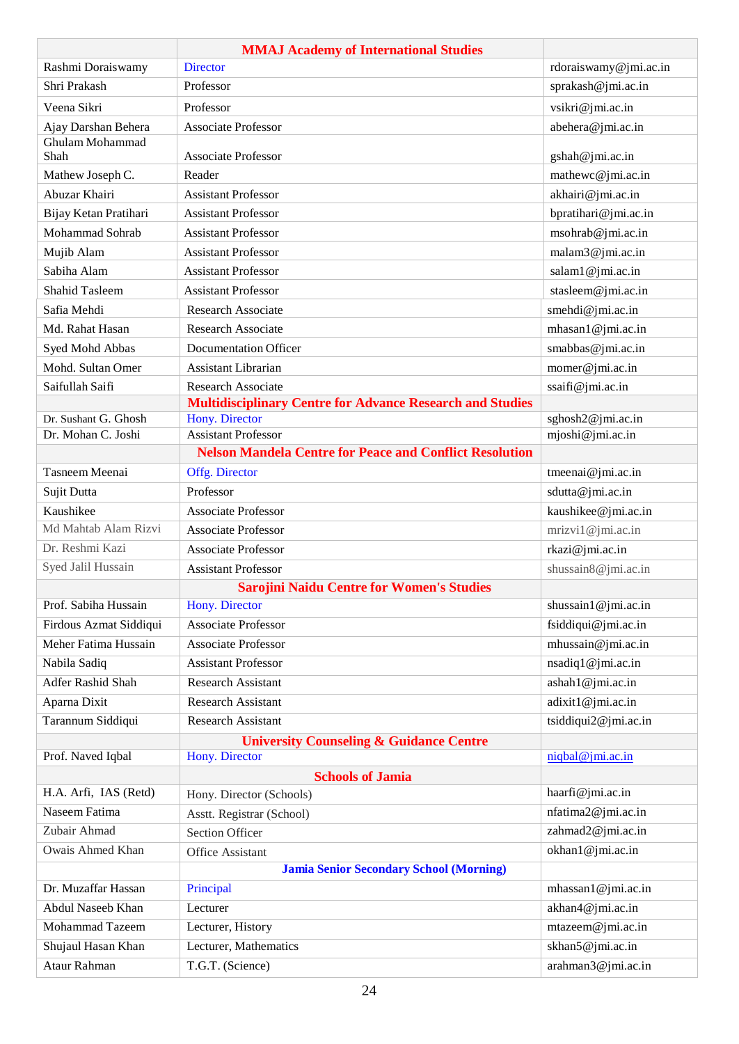| | MMAJ Academy of International Studies | |
|---|---|---|
| Rashmi Doraiswamy | Director | rdoraiswamy@jmi.ac.in |
| Shri Prakash | Professor | sprakash@jmi.ac.in |
| Veena Sikri | Professor | vsikri@jmi.ac.in |
| Ajay Darshan Behera | Associate Professor | abehera@jmi.ac.in |
| Ghulam Mohammad Shah | Associate Professor | gshah@jmi.ac.in |
| Mathew Joseph C. | Reader | mathewc@jmi.ac.in |
| Abuzar Khairi | Assistant Professor | akhairi@jmi.ac.in |
| Bijay Ketan Pratihari | Assistant Professor | bpratihari@jmi.ac.in |
| Mohammad Sohrab | Assistant Professor | msohrab@jmi.ac.in |
| Mujib Alam | Assistant Professor | malam3@jmi.ac.in |
| Sabiha Alam | Assistant Professor | salam1@jmi.ac.in |
| Shahid Tasleem | Assistant Professor | stasleem@jmi.ac.in |
| Safia Mehdi | Research Associate | smehdi@jmi.ac.in |
| Md. Rahat Hasan | Research Associate | mhasan1@jmi.ac.in |
| Syed Mohd Abbas | Documentation Officer | smabbas@jmi.ac.in |
| Mohd. Sultan Omer | Assistant Librarian | momer@jmi.ac.in |
| Saifullah Saifi | Research Associate | ssaifi@jmi.ac.in |
| | **Multidisciplinary Centre for Advance Research and Studies** | |
| Dr. Sushant G. Ghosh | Hony. Director | sghosh2@jmi.ac.in |
| Dr. Mohan C. Joshi | Assistant Professor | mjoshi@jmi.ac.in |
| | **Nelson Mandela Centre for Peace and Conflict Resolution** | |
| Tasneem Meenai | Offg. Director | tmeenai@jmi.ac.in |
| Sujit Dutta | Professor | sdutta@jmi.ac.in |
| Kaushikee | Associate Professor | kaushikee@jmi.ac.in |
| Md Mahtab Alam Rizvi | Associate Professor | mrizvi1@jmi.ac.in |
| Dr. Reshmi Kazi | Associate Professor | rkazi@jmi.ac.in |
| Syed Jalil Hussain | Assistant Professor | shussain8@jmi.ac.in |
| | **Sarojini Naidu Centre for Women's Studies** | |
| Prof. Sabiha Hussain | Hony. Director | shussain1@jmi.ac.in |
| Firdous Azmat Siddiqui | Associate Professor | fsiddiqui@jmi.ac.in |
| Meher Fatima Hussain | Associate Professor | mhussain@jmi.ac.in |
| Nabila Sadiq | Assistant Professor | nsadiq1@jmi.ac.in |
| Adfer Rashid Shah | Research Assistant | ashah1@jmi.ac.in |
| Aparna Dixit | Research Assistant | adixit1@jmi.ac.in |
| Tarannum Siddiqui | Research Assistant | tsiddiqui2@jmi.ac.in |
| | **University Counseling & Guidance Centre** | |
| Prof. Naved Iqbal | Hony. Director | niqbal@jmi.ac.in |
| | **Schools of Jamia** | |
| H.A. Arfi, IAS (Retd) | Hony. Director (Schools) | haarfi@jmi.ac.in |
| Naseem Fatima | Asstt. Registrar (School) | nfatima2@jmi.ac.in |
| Zubair Ahmad | Section Officer | zahmad2@jmi.ac.in |
| Owais Ahmed Khan | Office Assistant | okhan1@jmi.ac.in |
| | **Jamia Senior Secondary School (Morning)** | |
| Dr. Muzaffar Hassan | Principal | mhassan1@jmi.ac.in |
| Abdul Naseeb Khan | Lecturer | akhan4@jmi.ac.in |
| Mohammad Tazeem | Lecturer, History | mtazeem@jmi.ac.in |
| Shujaul Hasan Khan | Lecturer, Mathematics | skhan5@jmi.ac.in |
| Ataur Rahman | T.G.T. (Science) | arahman3@jmi.ac.in |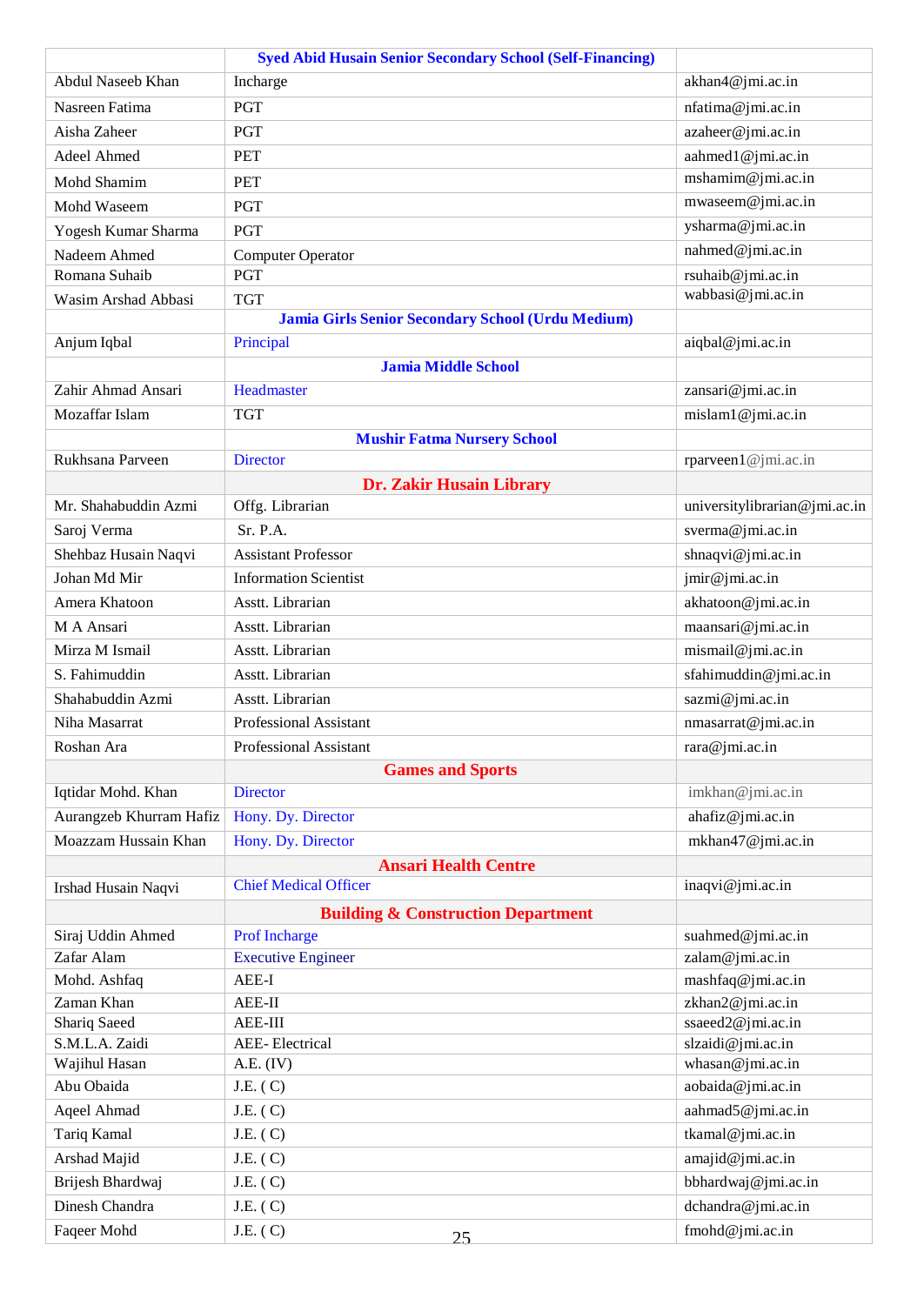| | Syed Abid Husain Senior Secondary School (Self-Financing) | |
|---|---|---|
| Abdul Naseeb Khan | Incharge | akhan4@jmi.ac.in |
| Nasreen Fatima | PGT | nfatima@jmi.ac.in |
| Aisha Zaheer | PGT | azaheer@jmi.ac.in |
| Adeel Ahmed | PET | aahmed1@jmi.ac.in |
| Mohd Shamim | PET | mshamim@jmi.ac.in |
| Mohd Waseem | PGT | mwaseem@jmi.ac.in |
| Yogesh Kumar Sharma | PGT | ysharma@jmi.ac.in |
| Nadeem Ahmed | Computer Operator | nahmed@jmi.ac.in |
| Romana Suhaib | PGT | rsuhaib@jmi.ac.in |
| Wasim Arshad Abbasi | TGT | wabbasi@jmi.ac.in |
| | **Jamia Girls Senior Secondary School (Urdu Medium)** | |
| Anjum Iqbal | Principal | aiqbal@jmi.ac.in |
| | **Jamia Middle School** | |
| Zahir Ahmad Ansari | Headmaster | zansari@jmi.ac.in |
| Mozaffar Islam | TGT | mislam1@jmi.ac.in |
| | **Mushir Fatma Nursery School** | |
| Rukhsana Parveen | Director | rparveen1@jmi.ac.in |
| | **Dr. Zakir Husain Library** | |
| Mr. Shahabuddin Azmi | Offg. Librarian | universitylibrarian@jmi.ac.in |
| Saroj Verma | Sr. P.A. | sverma@jmi.ac.in |
| Shehbaz Husain Naqvi | Assistant Professor | shnaqvi@jmi.ac.in |
| Johan Md Mir | Information Scientist | jmir@jmi.ac.in |
| Amera Khatoon | Asstt. Librarian | akhatoon@jmi.ac.in |
| M A Ansari | Asstt. Librarian | maansari@jmi.ac.in |
| Mirza M Ismail | Asstt. Librarian | mismail@jmi.ac.in |
| S. Fahimuddin | Asstt. Librarian | sfahimuddin@jmi.ac.in |
| Shahabuddin Azmi | Asstt. Librarian | sazmi@jmi.ac.in |
| Niha Masarrat | Professional Assistant | nmasarrat@jmi.ac.in |
| Roshan Ara | Professional Assistant | rara@jmi.ac.in |
| | **Games and Sports** | |
| Iqtidar Mohd. Khan | Director | imkhan@jmi.ac.in |
| Aurangzeb Khurram Hafiz | Hony. Dy. Director | ahafiz@jmi.ac.in |
| Moazzam Hussain Khan | Hony. Dy. Director | mkhan47@jmi.ac.in |
| | **Ansari Health Centre** | |
| Irshad Husain Naqvi | Chief Medical Officer | inaqvi@jmi.ac.in |
| | **Building & Construction Department** | |
| Siraj Uddin Ahmed | Prof Incharge | suahmed@jmi.ac.in |
| Zafar Alam | Executive Engineer | zalam@jmi.ac.in |
| Mohd. Ashfaq | AEE-I | mashfaq@jmi.ac.in |
| Zaman Khan | AEE-II | zkhan2@jmi.ac.in |
| Shariq Saeed | AEE-III | ssaeed2@jmi.ac.in |
| S.M.L.A. Zaidi | AEE- Electrical | slzaidi@jmi.ac.in |
| Wajihul Hasan | A.E. (IV) | whasan@jmi.ac.in |
| Abu Obaida | J.E. ( C) | aobaida@jmi.ac.in |
| Aqeel Ahmad | J.E. ( C) | aahmad5@jmi.ac.in |
| Tariq Kamal | J.E. ( C) | tkamal@jmi.ac.in |
| Arshad Majid | J.E. ( C) | amajid@jmi.ac.in |
| Brijesh Bhardwaj | J.E. ( C) | bbhardwaj@jmi.ac.in |
| Dinesh Chandra | J.E. ( C) | dchandra@jmi.ac.in |
| Faqeer Mohd | J.E. ( C) | fmohd@jmi.ac.in |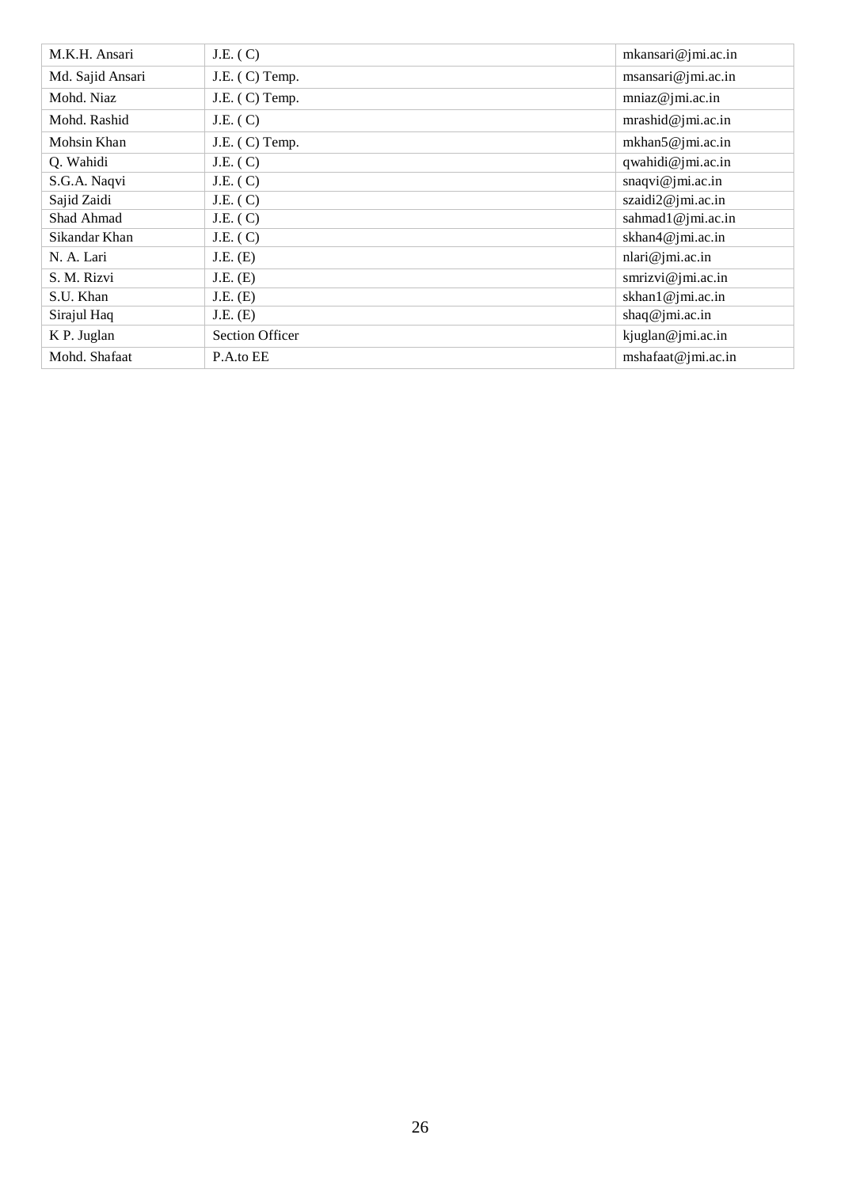| | | |
|---|---|---|
| M.K.H. Ansari | J.E. ( C) | mkansari@jmi.ac.in |
| Md. Sajid Ansari | J.E. ( C) Temp. | msansari@jmi.ac.in |
| Mohd. Niaz | J.E. ( C) Temp. | mniaz@jmi.ac.in |
| Mohd. Rashid | J.E. ( C) | mrashid@jmi.ac.in |
| Mohsin Khan | J.E. ( C) Temp. | mkhan5@jmi.ac.in |
| Q. Wahidi | J.E. ( C) | qwahidi@jmi.ac.in |
| S.G.A. Naqvi | J.E. ( C) | snaqvi@jmi.ac.in |
| Sajid Zaidi | J.E. ( C) | szaidi2@jmi.ac.in |
| Shad Ahmad | J.E. ( C) | sahmad1@jmi.ac.in |
| Sikandar Khan | J.E. ( C) | skhan4@jmi.ac.in |
| N. A. Lari | J.E. (E) | nlari@jmi.ac.in |
| S. M. Rizvi | J.E. (E) | smrizvi@jmi.ac.in |
| S.U. Khan | J.E. (E) | skhan1@jmi.ac.in |
| Sirajul Haq | J.E. (E) | shaq@jmi.ac.in |
| K P. Juglan | Section Officer | kjuglan@jmi.ac.in |
| Mohd. Shafaat | P.A.to EE | mshafaat@jmi.ac.in |